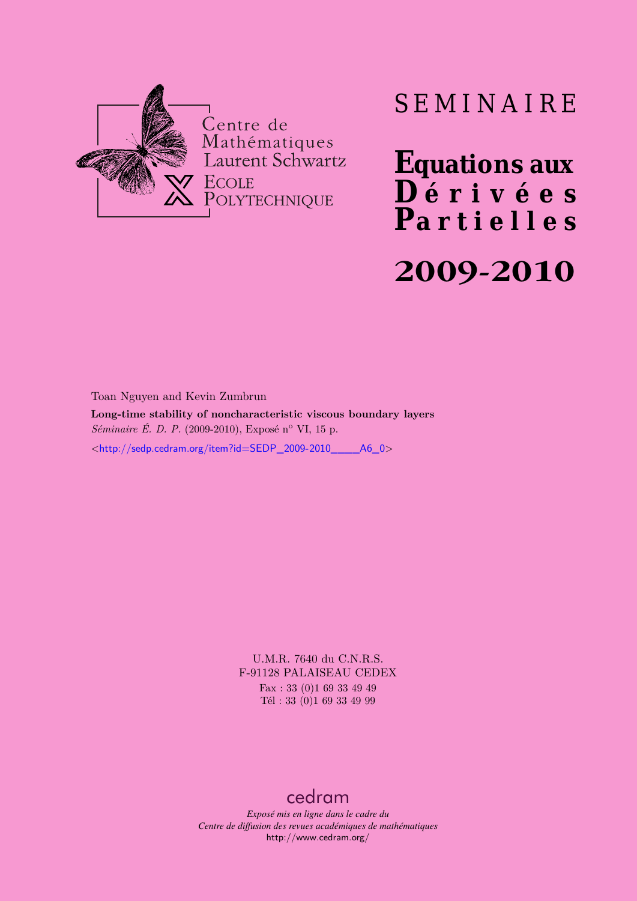Centre de Mathématiques Laurent Schwartz

ECOLE POLYTECHNIQUE

# SEMINAIRE

# Equations aux Dérivées Partielles

# 2009-2010

Toan Nguyen and Kevin Zumbrun

**Long-time stability of noncharacteristic viscous boundary layers**

*Séminaire É. D. P.* (2009-2010), Exposé n° VI, 15 p.

<http://sedp.cedram.org/item?id=SEDP_2009-2010____A6_0>

U.M.R. 7640 du C.N.R.S.
F-91128 PALAISEAU CEDEX
Fax : 33 (0)1 69 33 49 49
Tél : 33 (0)1 69 33 49 99

cedram

*Exposé mis en ligne dans le cadre du*
*Centre de diffusion des revues académiques de mathématiques*
http://www.cedram.org/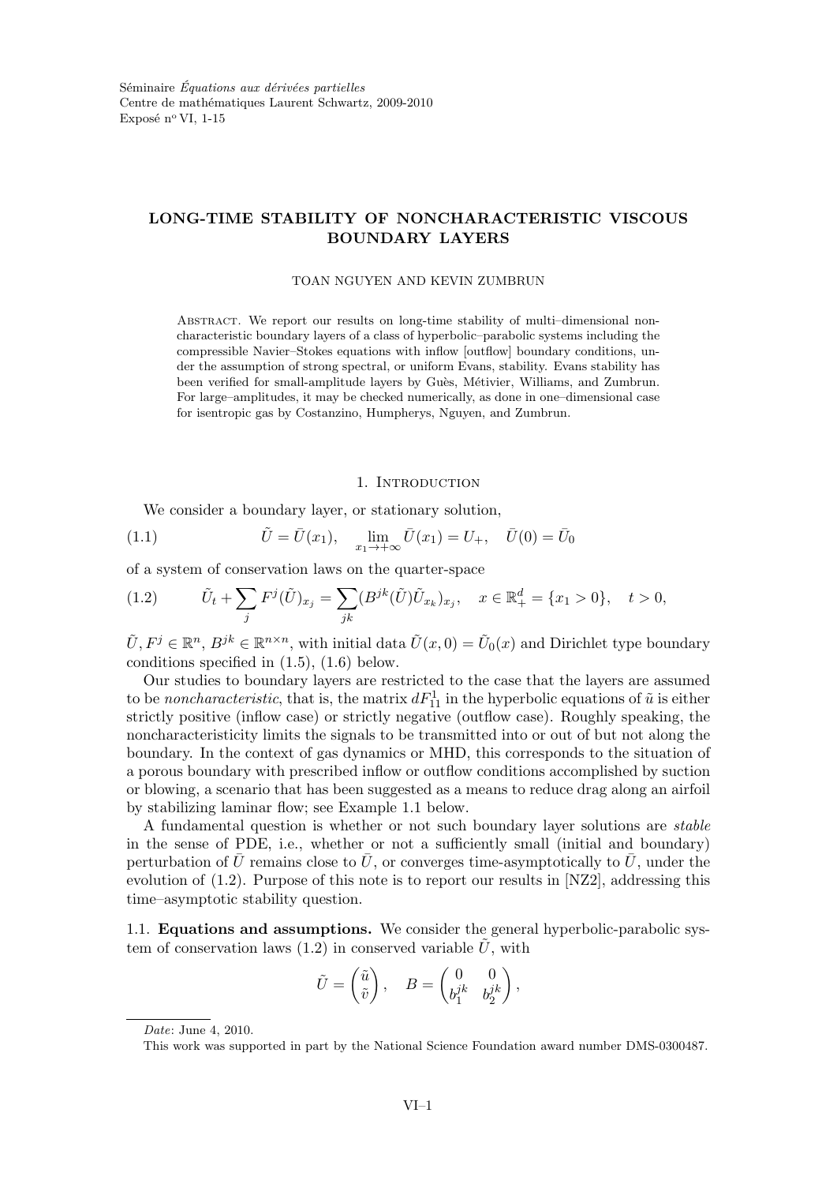Séminaire *Équations aux dérivées partielles*
Centre de mathématiques Laurent Schwartz, 2009-2010
Exposé n° VI, 1-15

# LONG-TIME STABILITY OF NONCHARACTERISTIC VISCOUS BOUNDARY LAYERS

TOAN NGUYEN AND KEVIN ZUMBRUN

Abstract. We report our results on long-time stability of multi–dimensional noncharacteristic boundary layers of a class of hyperbolic–parabolic systems including the compressible Navier–Stokes equations with inflow [outflow] boundary conditions, under the assumption of strong spectral, or uniform Evans, stability. Evans stability has been verified for small-amplitude layers by Guès, Métivier, Williams, and Zumbrun. For large–amplitudes, it may be checked numerically, as done in one–dimensional case for isentropic gas by Costanzino, Humpherys, Nguyen, and Zumbrun.

## 1. Introduction

We consider a boundary layer, or stationary solution,

$$\tilde{U} = \bar{U}(x_1), \quad \lim_{x_1 \to +\infty} \bar{U}(x_1) = U_+, \quad \bar{U}(0) = \bar{U}_0 \tag{1.1}$$

of a system of conservation laws on the quarter-space

$$\tilde{U}_t + \sum_j F^j(\tilde{U})_{x_j} = \sum_{jk} (B^{jk}(\tilde{U})\tilde{U}_{x_k})_{x_j}, \quad x \in \mathbb{R}^d_+ = \{x_1 > 0\}, \quad t > 0, \tag{1.2}$$

$\tilde{U}, F^j \in \mathbb{R}^n$, $B^{jk} \in \mathbb{R}^{n \times n}$, with initial data $\tilde{U}(x, 0) = \tilde{U}_0(x)$ and Dirichlet type boundary conditions specified in (1.5), (1.6) below.

Our studies to boundary layers are restricted to the case that the layers are assumed to be *noncharacteristic*, that is, the matrix $dF^1_{11}$ in the hyperbolic equations of $\tilde{u}$ is either strictly positive (inflow case) or strictly negative (outflow case). Roughly speaking, the noncharacteristicity limits the signals to be transmitted into or out of but not along the boundary. In the context of gas dynamics or MHD, this corresponds to the situation of a porous boundary with prescribed inflow or outflow conditions accomplished by suction or blowing, a scenario that has been suggested as a means to reduce drag along an airfoil by stabilizing laminar flow; see Example 1.1 below.

A fundamental question is whether or not such boundary layer solutions are *stable* in the sense of PDE, i.e., whether or not a sufficiently small (initial and boundary) perturbation of $\bar{U}$ remains close to $\bar{U}$, or converges time-asymptotically to $\bar{U}$, under the evolution of (1.2). Purpose of this note is to report our results in [NZ2], addressing this time–asymptotic stability question.

**1.1. Equations and assumptions.** We consider the general hyperbolic-parabolic system of conservation laws (1.2) in conserved variable $\tilde{U}$, with

$$\tilde{U} = \begin{pmatrix} \tilde{u} \\ \tilde{v} \end{pmatrix}, \quad B = \begin{pmatrix} 0 & 0 \\ b^{jk}_1 & b^{jk}_2 \end{pmatrix},$$

*Date*: June 4, 2010.

This work was supported in part by the National Science Foundation award number DMS-0300487.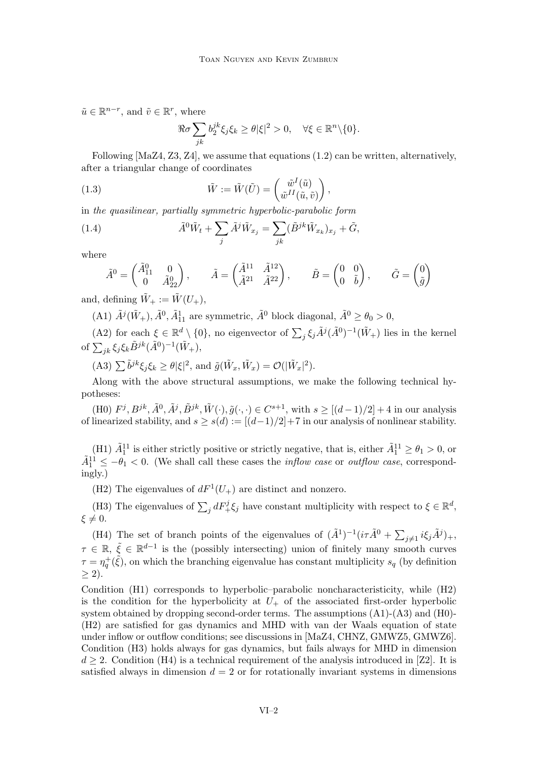$\tilde{u} \in \mathbb{R}^{n-r}$, and $\tilde{v} \in \mathbb{R}^r$, where

$$\Re\sigma \sum_{jk} b_2^{jk} \xi_j \xi_k \geq \theta |\xi|^2 > 0, \quad \forall \xi \in \mathbb{R}^n \backslash \{0\}.$$

Following [MaZ4, Z3, Z4], we assume that equations (1.2) can be written, alternatively, after a triangular change of coordinates

$$\tilde{W} := \tilde{W}(\tilde{U}) = \begin{pmatrix} \tilde{w}^I(\tilde{u}) \\ \tilde{w}^{II}(\tilde{u}, \tilde{v}) \end{pmatrix}, \tag{1.3}$$

in *the quasilinear, partially symmetric hyperbolic-parabolic form*

$$\tilde{A}^0 \tilde{W}_t + \sum_j \tilde{A}^j \tilde{W}_{x_j} = \sum_{jk} (\tilde{B}^{jk} \tilde{W}_{x_k})_{x_j} + \tilde{G}, \tag{1.4}$$

where

$$\tilde{A}^0 = \begin{pmatrix} \tilde{A}^0_{11} & 0 \\ 0 & \tilde{A}^0_{22} \end{pmatrix}, \qquad \tilde{A} = \begin{pmatrix} \tilde{A}^{11} & \tilde{A}^{12} \\ \tilde{A}^{21} & \tilde{A}^{22} \end{pmatrix}, \qquad \tilde{B} = \begin{pmatrix} 0 & 0 \\ 0 & \tilde{b} \end{pmatrix}, \qquad \tilde{G} = \begin{pmatrix} 0 \\ \tilde{g} \end{pmatrix}$$

and, defining $\tilde{W}_+ := \tilde{W}(U_+)$,

(A1) $\tilde{A}^j(\tilde{W}_+)$, $\tilde{A}^0$, $\tilde{A}^1_{11}$ are symmetric, $\tilde{A}^0$ block diagonal, $\tilde{A}^0 \geq \theta_0 > 0$,

(A2) for each $\xi \in \mathbb{R}^d \setminus \{0\}$, no eigenvector of $\sum_j \xi_j \tilde{A}^j (\tilde{A}^0)^{-1}(\tilde{W}_+)$ lies in the kernel of $\sum_{jk} \xi_j \xi_k \tilde{B}^{jk} (\tilde{A}^0)^{-1}(\tilde{W}_+)$,

(A3) $\sum \tilde{b}^{jk} \xi_j \xi_k \geq \theta |\xi|^2$, and $\tilde{g}(\tilde{W}_x, \tilde{W}_x) = \mathcal{O}(|\tilde{W}_x|^2)$.

Along with the above structural assumptions, we make the following technical hypotheses:

(H0) $F^j, B^{jk}, \tilde{A}^0, \tilde{A}^j, \tilde{B}^{jk}, \tilde{W}(\cdot), \tilde{g}(\cdot, \cdot) \in C^{s+1}$, with $s \geq [(d-1)/2] + 4$ in our analysis of linearized stability, and $s \geq s(d) := [(d-1)/2] + 7$ in our analysis of nonlinear stability.

(H1) $\tilde{A}^{11}_1$ is either strictly positive or strictly negative, that is, either $\tilde{A}^{11}_1 \geq \theta_1 > 0$, or $\tilde{A}^{11}_1 \leq -\theta_1 < 0$. (We shall call these cases the *inflow case* or *outflow case*, correspondingly.)

(H2) The eigenvalues of $dF^1(U_+)$ are distinct and nonzero.

(H3) The eigenvalues of $\sum_j dF^j_+ \xi_j$ have constant multiplicity with respect to $\xi \in \mathbb{R}^d$, $\xi \neq 0$.

(H4) The set of branch points of the eigenvalues of $(\tilde{A}^1)^{-1}(i\tau \tilde{A}^0 + \sum_{j \neq 1} i\xi_j \tilde{A}^j)_+$, $\tau \in \mathbb{R}$, $\tilde{\xi} \in \mathbb{R}^{d-1}$ is the (possibly intersecting) union of finitely many smooth curves $\tau = \eta_q^+(\tilde{\xi})$, on which the branching eigenvalue has constant multiplicity $s_q$ (by definition $\geq 2$).

Condition (H1) corresponds to hyperbolic–parabolic noncharacteristicity, while (H2) is the condition for the hyperbolicity at $U_+$ of the associated first-order hyperbolic system obtained by dropping second-order terms. The assumptions (A1)-(A3) and (H0)-(H2) are satisfied for gas dynamics and MHD with van der Waals equation of state under inflow or outflow conditions; see discussions in [MaZ4, CHNZ, GMWZ5, GMWZ6]. Condition (H3) holds always for gas dynamics, but fails always for MHD in dimension $d \geq 2$. Condition (H4) is a technical requirement of the analysis introduced in [Z2]. It is satisfied always in dimension $d = 2$ or for rotationally invariant systems in dimensions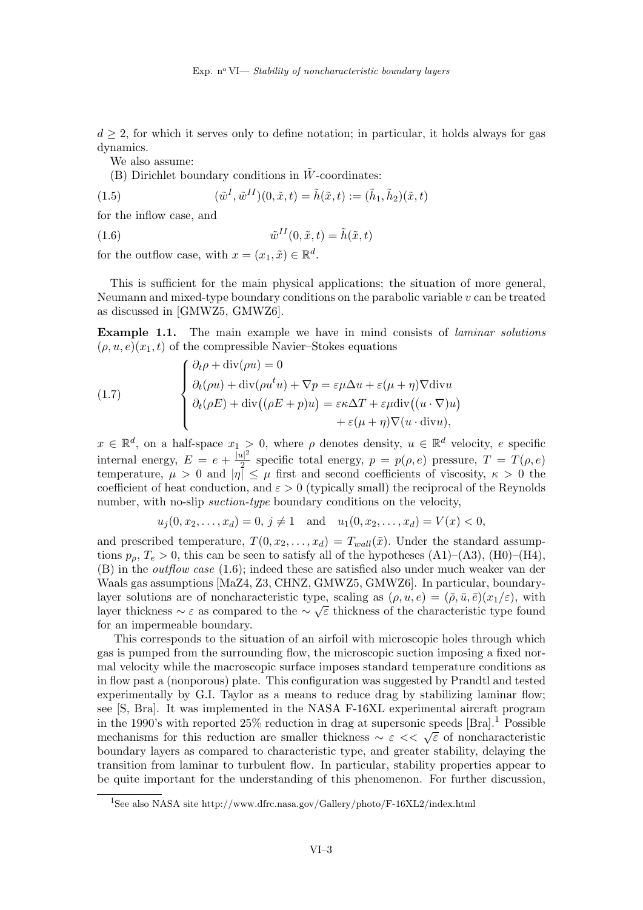$d \geq 2$, for which it serves only to define notation; in particular, it holds always for gas dynamics.

We also assume:

(B) Dirichlet boundary conditions in $\tilde{W}$-coordinates:

$$(\tilde{w}^I, \tilde{w}^{II})(0, \tilde{x}, t) = \tilde{h}(\tilde{x}, t) := (\tilde{h}_1, \tilde{h}_2)(\tilde{x}, t) \tag{1.5}$$

for the inflow case, and

$$\tilde{w}^{II}(0, \tilde{x}, t) = \tilde{h}(\tilde{x}, t) \tag{1.6}$$

for the outflow case, with $x = (x_1, \tilde{x}) \in \mathbb{R}^d$.

This is sufficient for the main physical applications; the situation of more general, Neumann and mixed-type boundary conditions on the parabolic variable $v$ can be treated as discussed in [GMWZ5, GMWZ6].

**Example 1.1.** The main example we have in mind consists of *laminar solutions* $(\rho, u, e)(x_1, t)$ of the compressible Navier–Stokes equations

$$\begin{cases} \partial_t \rho + \operatorname{div}(\rho u) = 0 \\ \partial_t(\rho u) + \operatorname{div}(\rho u^t u) + \nabla p = \varepsilon \mu \Delta u + \varepsilon(\mu + \eta)\nabla \operatorname{div} u \\ \partial_t(\rho E) + \operatorname{div}\big((\rho E + p)u\big) = \varepsilon \kappa \Delta T + \varepsilon \mu \operatorname{div}\big((u \cdot \nabla)u\big) \\ \qquad\qquad\qquad\qquad\qquad\qquad + \varepsilon(\mu + \eta)\nabla(u \cdot \operatorname{div} u), \end{cases} \tag{1.7}$$

$x \in \mathbb{R}^d$, on a half-space $x_1 > 0$, where $\rho$ denotes density, $u \in \mathbb{R}^d$ velocity, $e$ specific internal energy, $E = e + \frac{|u|^2}{2}$ specific total energy, $p = p(\rho, e)$ pressure, $T = T(\rho, e)$ temperature, $\mu > 0$ and $|\eta| \leq \mu$ first and second coefficients of viscosity, $\kappa > 0$ the coefficient of heat conduction, and $\varepsilon > 0$ (typically small) the reciprocal of the Reynolds number, with no-slip *suction-type* boundary conditions on the velocity,

$$u_j(0, x_2, \ldots, x_d) = 0, \; j \neq 1 \quad \text{and} \quad u_1(0, x_2, \ldots, x_d) = V(x) < 0,$$

and prescribed temperature, $T(0, x_2, \ldots, x_d) = T_{wall}(\tilde{x})$. Under the standard assumptions $p_\rho$, $T_e > 0$, this can be seen to satisfy all of the hypotheses (A1)–(A3), (H0)–(H4), (B) in the *outflow case* (1.6); indeed these are satisfied also under much weaker van der Waals gas assumptions [MaZ4, Z3, CHNZ, GMWZ5, GMWZ6]. In particular, boundary-layer solutions are of noncharacteristic type, scaling as $(\rho, u, e) = (\bar{\rho}, \bar{u}, \bar{e})(x_1/\varepsilon)$, with layer thickness $\sim \varepsilon$ as compared to the $\sim \sqrt{\varepsilon}$ thickness of the characteristic type found for an impermeable boundary.

This corresponds to the situation of an airfoil with microscopic holes through which gas is pumped from the surrounding flow, the microscopic suction imposing a fixed normal velocity while the macroscopic surface imposes standard temperature conditions as in flow past a (nonporous) plate. This configuration was suggested by Prandtl and tested experimentally by G.I. Taylor as a means to reduce drag by stabilizing laminar flow; see [S, Bra]. It was implemented in the NASA F-16XL experimental aircraft program in the 1990's with reported 25% reduction in drag at supersonic speeds [Bra].[1] Possible mechanisms for this reduction are smaller thickness $\sim \varepsilon << \sqrt{\varepsilon}$ of noncharacteristic boundary layers as compared to characteristic type, and greater stability, delaying the transition from laminar to turbulent flow. In particular, stability properties appear to be quite important for the understanding of this phenomenon. For further discussion,

[1] See also NASA site http://www.dfrc.nasa.gov/Gallery/photo/F-16XL2/index.html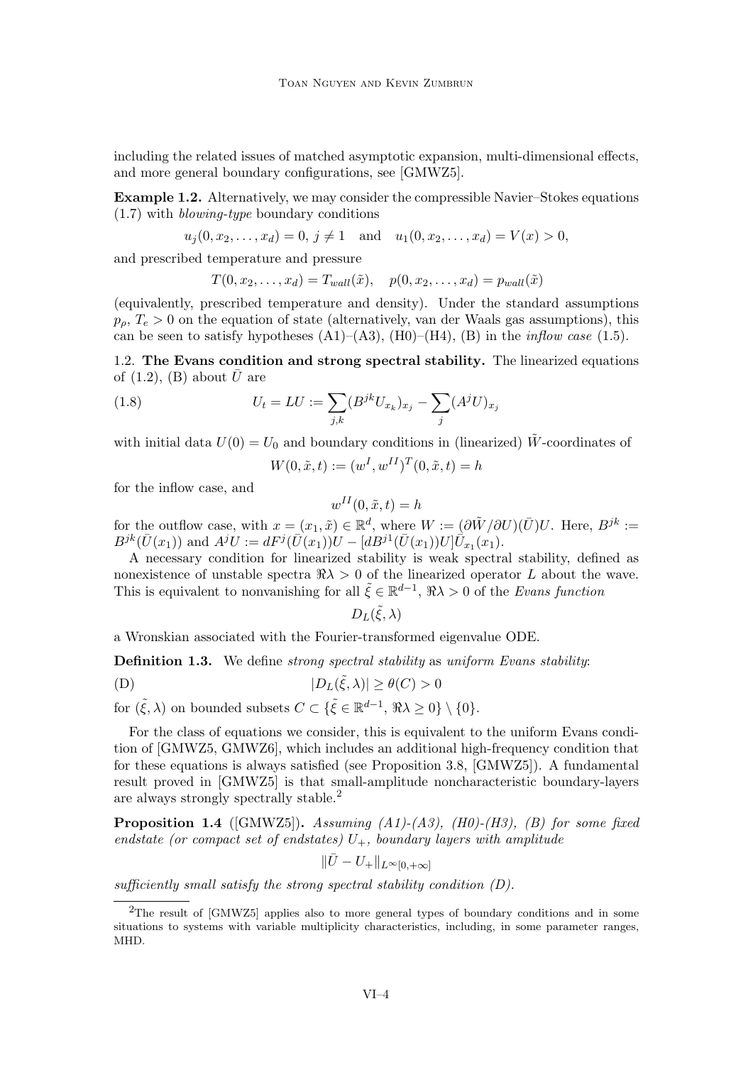including the related issues of matched asymptotic expansion, multi-dimensional effects, and more general boundary configurations, see [GMWZ5].

**Example 1.2.** Alternatively, we may consider the compressible Navier–Stokes equations (1.7) with *blowing-type* boundary conditions

$$u_j(0, x_2, \dots, x_d) = 0,\ j \neq 1 \quad \text{and} \quad u_1(0, x_2, \dots, x_d) = V(x) > 0,$$

and prescribed temperature and pressure

$$T(0, x_2, \dots, x_d) = T_{wall}(\tilde{x}), \quad p(0, x_2, \dots, x_d) = p_{wall}(\tilde{x})$$

(equivalently, prescribed temperature and density). Under the standard assumptions $p_\rho$, $T_e > 0$ on the equation of state (alternatively, van der Waals gas assumptions), this can be seen to satisfy hypotheses (A1)–(A3), (H0)–(H4), (B) in the *inflow case* (1.5).

### 1.2. The Evans condition and strong spectral stability.

The linearized equations of (1.2), (B) about $\bar{U}$ are

$$U_t = LU := \sum_{j,k} (B^{jk} U_{x_k})_{x_j} - \sum_j (A^j U)_{x_j} \tag{1.8}$$

with initial data $U(0) = U_0$ and boundary conditions in (linearized) $\tilde{W}$-coordinates of

$$W(0, \tilde{x}, t) := (w^I, w^{II})^T(0, \tilde{x}, t) = h$$

for the inflow case, and

$$w^{II}(0, \tilde{x}, t) = h$$

for the outflow case, with $x = (x_1, \tilde{x}) \in \mathbb{R}^d$, where $W := (\partial \tilde{W}/\partial U)(\bar{U})U$. Here, $B^{jk} := B^{jk}(\bar{U}(x_1))$ and $A^j U := dF^j(\bar{U}(x_1))U - [dB^{j1}(\bar{U}(x_1))U]\bar{U}_{x_1}(x_1)$.

A necessary condition for linearized stability is weak spectral stability, defined as nonexistence of unstable spectra $\Re\lambda > 0$ of the linearized operator $L$ about the wave. This is equivalent to nonvanishing for all $\tilde{\xi} \in \mathbb{R}^{d-1}$, $\Re\lambda > 0$ of the *Evans function*

$$D_L(\tilde{\xi}, \lambda)$$

a Wronskian associated with the Fourier-transformed eigenvalue ODE.

**Definition 1.3.** We define *strong spectral stability* as *uniform Evans stability*:

$$|D_L(\tilde{\xi}, \lambda)| \geq \theta(C) > 0 \tag{D}$$

for $(\tilde{\xi}, \lambda)$ on bounded subsets $C \subset \{\tilde{\xi} \in \mathbb{R}^{d-1},\ \Re\lambda \geq 0\} \setminus \{0\}$.

For the class of equations we consider, this is equivalent to the uniform Evans condition of [GMWZ5, GMWZ6], which includes an additional high-frequency condition that for these equations is always satisfied (see Proposition 3.8, [GMWZ5]). A fundamental result proved in [GMWZ5] is that small-amplitude noncharacteristic boundary-layers are always strongly spectrally stable.[2]

**Proposition 1.4** ([GMWZ5])**.** *Assuming (A1)-(A3), (H0)-(H3), (B) for some fixed endstate (or compact set of endstates) $U_+$, boundary layers with amplitude*

$$\|\bar{U} - U_+\|_{L^\infty[0,+\infty]}$$

*sufficiently small satisfy the strong spectral stability condition (D).*

---

[2] The result of [GMWZ5] applies also to more general types of boundary conditions and in some situations to systems with variable multiplicity characteristics, including, in some parameter ranges, MHD.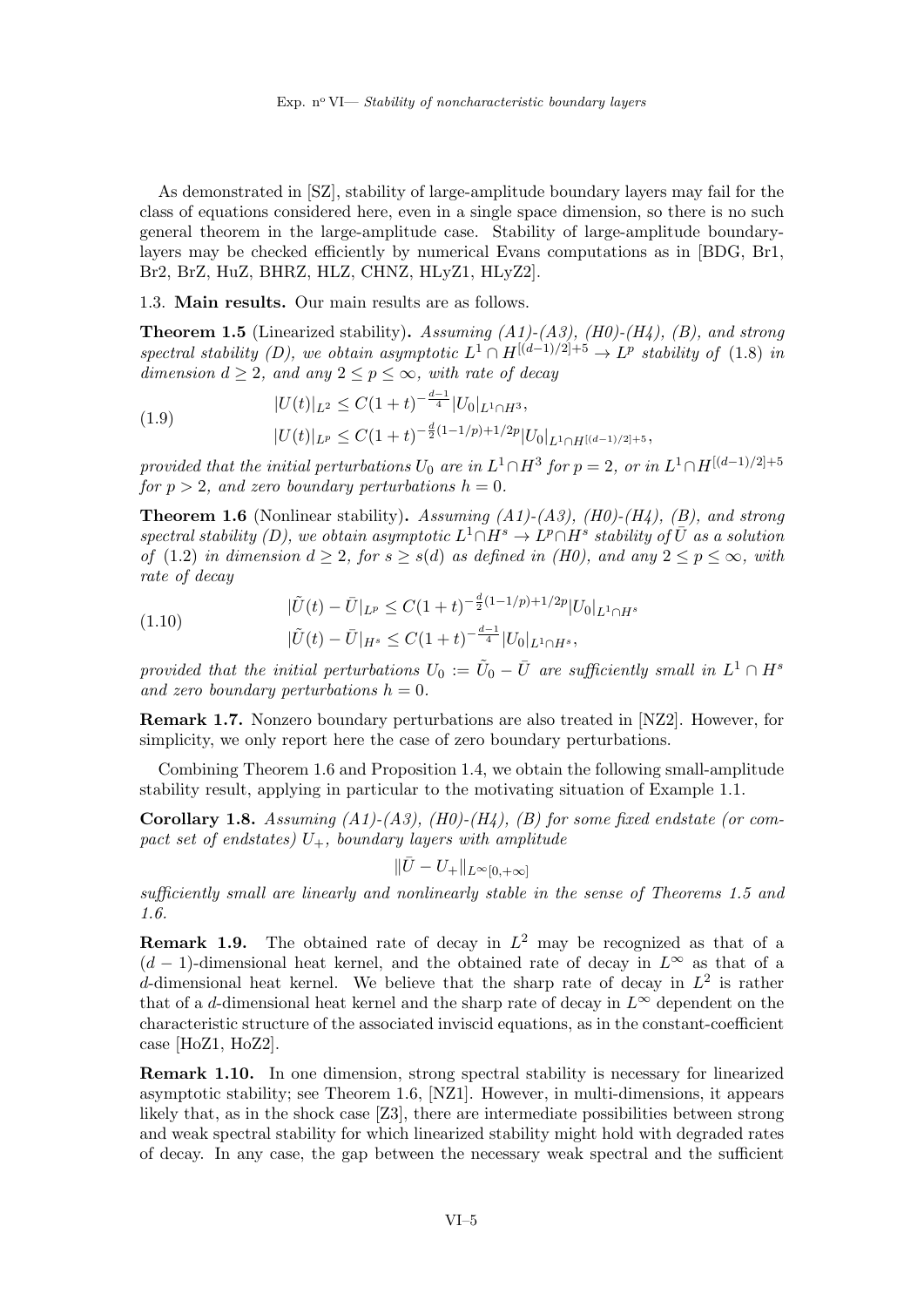As demonstrated in [SZ], stability of large-amplitude boundary layers may fail for the class of equations considered here, even in a single space dimension, so there is no such general theorem in the large-amplitude case. Stability of large-amplitude boundary-layers may be checked efficiently by numerical Evans computations as in [BDG, Br1, Br2, BrZ, HuZ, BHRZ, HLZ, CHNZ, HLyZ1, HLyZ2].

### 1.3. Main results.

Our main results are as follows.

**Theorem 1.5** (Linearized stability). *Assuming (A1)-(A3), (H0)-(H4), (B), and strong spectral stability (D), we obtain asymptotic $L^1 \cap H^{[(d-1)/2]+5} \to L^p$ stability of (1.8) in dimension $d \geq 2$, and any $2 \leq p \leq \infty$, with rate of decay*

$$
\begin{aligned}
&|U(t)|_{L^2} \leq C(1+t)^{-\frac{d-1}{4}} |U_0|_{L^1 \cap H^3}, \\
&|U(t)|_{L^p} \leq C(1+t)^{-\frac{d}{2}(1-1/p)+1/2p} |U_0|_{L^1 \cap H^{[(d-1)/2]+5}},
\end{aligned}
\tag{1.9}
$$

*provided that the initial perturbations $U_0$ are in $L^1 \cap H^3$ for $p = 2$, or in $L^1 \cap H^{[(d-1)/2]+5}$ for $p > 2$, and zero boundary perturbations $h = 0$.*

**Theorem 1.6** (Nonlinear stability). *Assuming (A1)-(A3), (H0)-(H4), (B), and strong spectral stability (D), we obtain asymptotic $L^1 \cap H^s \to L^p \cap H^s$ stability of $\bar{U}$ as a solution of (1.2) in dimension $d \geq 2$, for $s \geq s(d)$ as defined in (H0), and any $2 \leq p \leq \infty$, with rate of decay*

$$
\begin{aligned}
&|\tilde{U}(t) - \bar{U}|_{L^p} \leq C(1+t)^{-\frac{d}{2}(1-1/p)+1/2p} |U_0|_{L^1 \cap H^s} \\
&|\tilde{U}(t) - \bar{U}|_{H^s} \leq C(1+t)^{-\frac{d-1}{4}} |U_0|_{L^1 \cap H^s},
\end{aligned}
\tag{1.10}
$$

*provided that the initial perturbations $U_0 := \tilde{U}_0 - \bar{U}$ are sufficiently small in $L^1 \cap H^s$ and zero boundary perturbations $h = 0$.*

**Remark 1.7.** Nonzero boundary perturbations are also treated in [NZ2]. However, for simplicity, we only report here the case of zero boundary perturbations.

Combining Theorem 1.6 and Proposition 1.4, we obtain the following small-amplitude stability result, applying in particular to the motivating situation of Example 1.1.

**Corollary 1.8.** *Assuming (A1)-(A3), (H0)-(H4), (B) for some fixed endstate (or compact set of endstates) $U_+$, boundary layers with amplitude*

$$
\|\bar{U} - U_+\|_{L^\infty[0,+\infty]}
$$

*sufficiently small are linearly and nonlinearly stable in the sense of Theorems 1.5 and 1.6.*

**Remark 1.9.** The obtained rate of decay in $L^2$ may be recognized as that of a $(d-1)$-dimensional heat kernel, and the obtained rate of decay in $L^\infty$ as that of a $d$-dimensional heat kernel. We believe that the sharp rate of decay in $L^2$ is rather that of a $d$-dimensional heat kernel and the sharp rate of decay in $L^\infty$ dependent on the characteristic structure of the associated inviscid equations, as in the constant-coefficient case [HoZ1, HoZ2].

**Remark 1.10.** In one dimension, strong spectral stability is necessary for linearized asymptotic stability; see Theorem 1.6, [NZ1]. However, in multi-dimensions, it appears likely that, as in the shock case [Z3], there are intermediate possibilities between strong and weak spectral stability for which linearized stability might hold with degraded rates of decay. In any case, the gap between the necessary weak spectral and the sufficient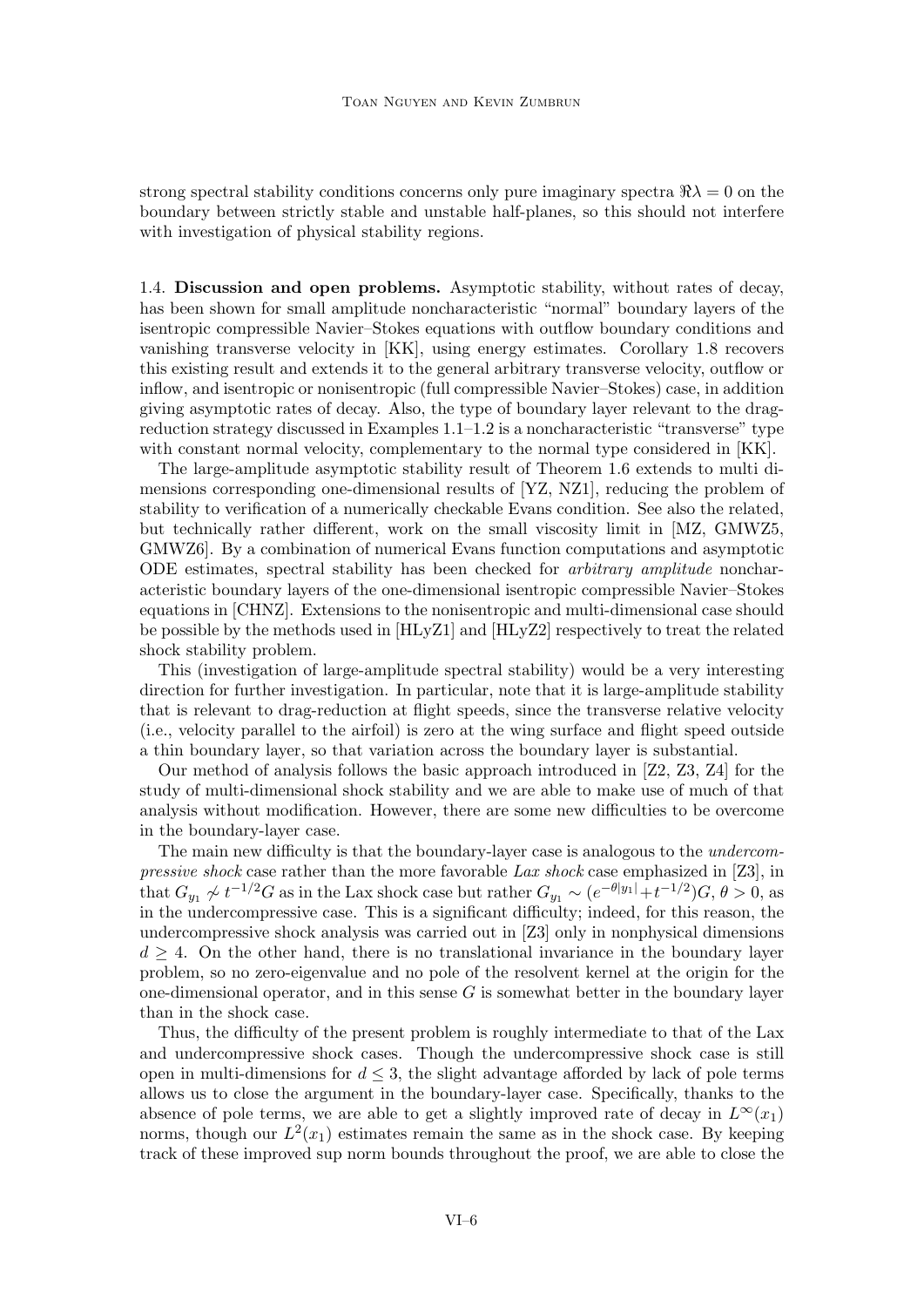strong spectral stability conditions concerns only pure imaginary spectra $\Re\lambda = 0$ on the boundary between strictly stable and unstable half-planes, so this should not interfere with investigation of physical stability regions.

1.4. **Discussion and open problems.** Asymptotic stability, without rates of decay, has been shown for small amplitude noncharacteristic "normal" boundary layers of the isentropic compressible Navier–Stokes equations with outflow boundary conditions and vanishing transverse velocity in [KK], using energy estimates. Corollary 1.8 recovers this existing result and extends it to the general arbitrary transverse velocity, outflow or inflow, and isentropic or nonisentropic (full compressible Navier–Stokes) case, in addition giving asymptotic rates of decay. Also, the type of boundary layer relevant to the drag-reduction strategy discussed in Examples 1.1–1.2 is a noncharacteristic "transverse" type with constant normal velocity, complementary to the normal type considered in [KK].

The large-amplitude asymptotic stability result of Theorem 1.6 extends to multi dimensions corresponding one-dimensional results of [YZ, NZ1], reducing the problem of stability to verification of a numerically checkable Evans condition. See also the related, but technically rather different, work on the small viscosity limit in [MZ, GMWZ5, GMWZ6]. By a combination of numerical Evans function computations and asymptotic ODE estimates, spectral stability has been checked for *arbitrary amplitude* noncharacteristic boundary layers of the one-dimensional isentropic compressible Navier–Stokes equations in [CHNZ]. Extensions to the nonisentropic and multi-dimensional case should be possible by the methods used in [HLyZ1] and [HLyZ2] respectively to treat the related shock stability problem.

This (investigation of large-amplitude spectral stability) would be a very interesting direction for further investigation. In particular, note that it is large-amplitude stability that is relevant to drag-reduction at flight speeds, since the transverse relative velocity (i.e., velocity parallel to the airfoil) is zero at the wing surface and flight speed outside a thin boundary layer, so that variation across the boundary layer is substantial.

Our method of analysis follows the basic approach introduced in [Z2, Z3, Z4] for the study of multi-dimensional shock stability and we are able to make use of much of that analysis without modification. However, there are some new difficulties to be overcome in the boundary-layer case.

The main new difficulty is that the boundary-layer case is analogous to the *undercompressive shock* case rather than the more favorable *Lax shock* case emphasized in [Z3], in that $G_{y_1} \not\sim t^{-1/2}G$ as in the Lax shock case but rather $G_{y_1} \sim (e^{-\theta|y_1|}+t^{-1/2})G$, $\theta > 0$, as in the undercompressive case. This is a significant difficulty; indeed, for this reason, the undercompressive shock analysis was carried out in [Z3] only in nonphysical dimensions $d \geq 4$. On the other hand, there is no translational invariance in the boundary layer problem, so no zero-eigenvalue and no pole of the resolvent kernel at the origin for the one-dimensional operator, and in this sense $G$ is somewhat better in the boundary layer than in the shock case.

Thus, the difficulty of the present problem is roughly intermediate to that of the Lax and undercompressive shock cases. Though the undercompressive shock case is still open in multi-dimensions for $d \leq 3$, the slight advantage afforded by lack of pole terms allows us to close the argument in the boundary-layer case. Specifically, thanks to the absence of pole terms, we are able to get a slightly improved rate of decay in $L^\infty(x_1)$ norms, though our $L^2(x_1)$ estimates remain the same as in the shock case. By keeping track of these improved sup norm bounds throughout the proof, we are able to close the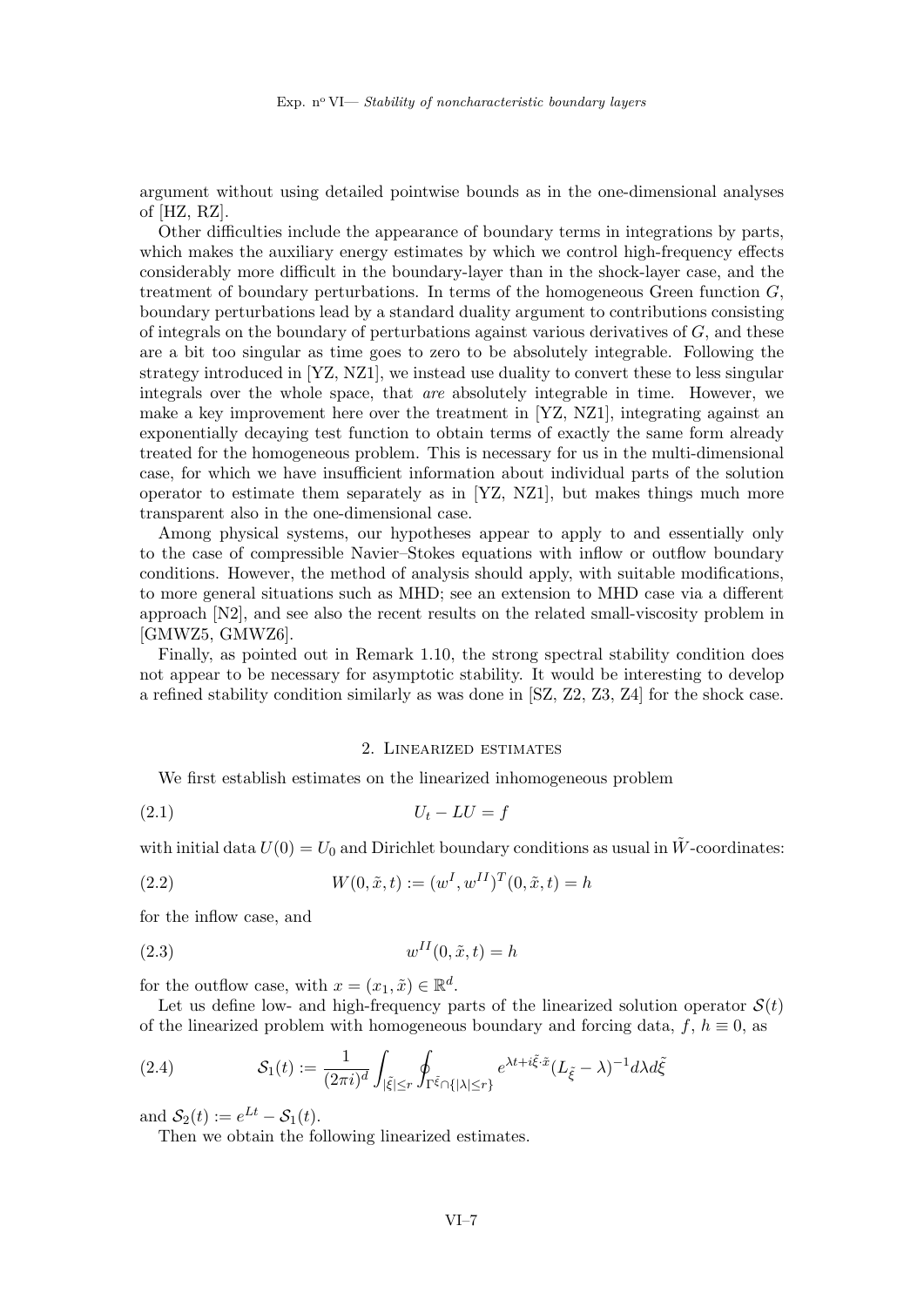argument without using detailed pointwise bounds as in the one-dimensional analyses of [HZ, RZ].

Other difficulties include the appearance of boundary terms in integrations by parts, which makes the auxiliary energy estimates by which we control high-frequency effects considerably more difficult in the boundary-layer than in the shock-layer case, and the treatment of boundary perturbations. In terms of the homogeneous Green function $G$, boundary perturbations lead by a standard duality argument to contributions consisting of integrals on the boundary of perturbations against various derivatives of $G$, and these are a bit too singular as time goes to zero to be absolutely integrable. Following the strategy introduced in [YZ, NZ1], we instead use duality to convert these to less singular integrals over the whole space, that *are* absolutely integrable in time. However, we make a key improvement here over the treatment in [YZ, NZ1], integrating against an exponentially decaying test function to obtain terms of exactly the same form already treated for the homogeneous problem. This is necessary for us in the multi-dimensional case, for which we have insufficient information about individual parts of the solution operator to estimate them separately as in [YZ, NZ1], but makes things much more transparent also in the one-dimensional case.

Among physical systems, our hypotheses appear to apply to and essentially only to the case of compressible Navier–Stokes equations with inflow or outflow boundary conditions. However, the method of analysis should apply, with suitable modifications, to more general situations such as MHD; see an extension to MHD case via a different approach [N2], and see also the recent results on the related small-viscosity problem in [GMWZ5, GMWZ6].

Finally, as pointed out in Remark 1.10, the strong spectral stability condition does not appear to be necessary for asymptotic stability. It would be interesting to develop a refined stability condition similarly as was done in [SZ, Z2, Z3, Z4] for the shock case.

## 2. Linearized estimates

We first establish estimates on the linearized inhomogeneous problem

$$U_t - LU = f \tag{2.1}$$

with initial data $U(0) = U_0$ and Dirichlet boundary conditions as usual in $\tilde{W}$-coordinates:

$$W(0, \tilde{x}, t) := (w^I, w^{II})^T(0, \tilde{x}, t) = h \tag{2.2}$$

for the inflow case, and

$$w^{II}(0, \tilde{x}, t) = h \tag{2.3}$$

for the outflow case, with $x = (x_1, \tilde{x}) \in \mathbb{R}^d$.

Let us define low- and high-frequency parts of the linearized solution operator $\mathcal{S}(t)$ of the linearized problem with homogeneous boundary and forcing data, $f$, $h \equiv 0$, as

$$\mathcal{S}_1(t) := \frac{1}{(2\pi i)^d} \int_{|\tilde{\xi}| \le r} \oint_{\Gamma^{\tilde{\xi}} \cap \{|\lambda| \le r\}} e^{\lambda t + i\tilde{\xi}\cdot\tilde{x}} (L_{\tilde{\xi}} - \lambda)^{-1} d\lambda d\tilde{\xi} \tag{2.4}$$

and $\mathcal{S}_2(t) := e^{Lt} - \mathcal{S}_1(t)$.

Then we obtain the following linearized estimates.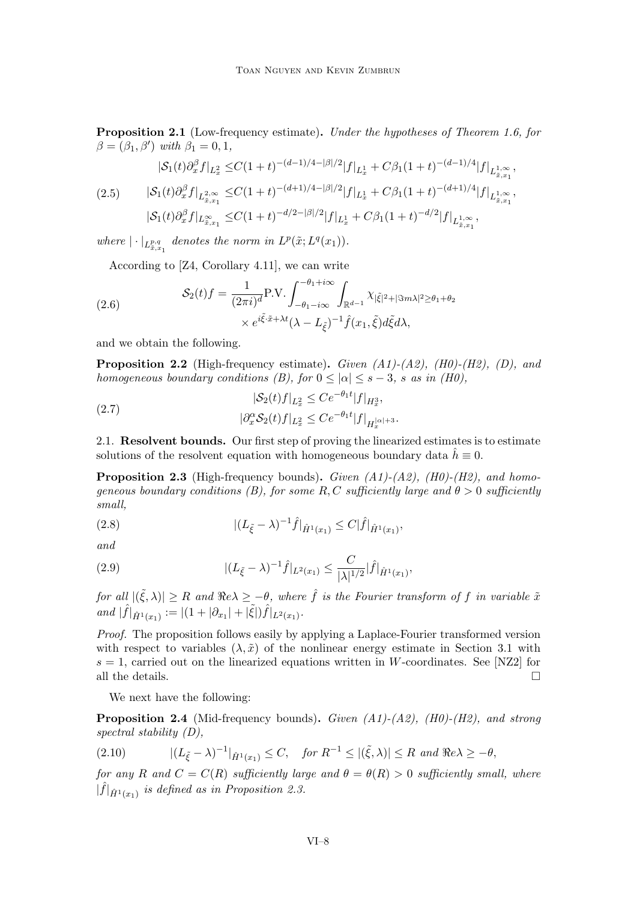**Proposition 2.1** (Low-frequency estimate)**.** *Under the hypotheses of Theorem 1.6, for $\beta = (\beta_1, \beta')$ with $\beta_1 = 0, 1$,*

$$
\begin{aligned}
|\mathcal{S}_1(t)\partial_x^\beta f|_{L^2_x} &\leq C(1+t)^{-(d-1)/4-|\beta|/2}|f|_{L^1_x} + C\beta_1(1+t)^{-(d-1)/4}|f|_{L^{1,\infty}_{\tilde{x},x_1}}, \\
|\mathcal{S}_1(t)\partial_x^\beta f|_{L^{2,\infty}_{\tilde{x},x_1}} &\leq C(1+t)^{-(d+1)/4-|\beta|/2}|f|_{L^1_x} + C\beta_1(1+t)^{-(d+1)/4}|f|_{L^{1,\infty}_{\tilde{x},x_1}}, \\
|\mathcal{S}_1(t)\partial_x^\beta f|_{L^\infty_{\tilde{x},x_1}} &\leq C(1+t)^{-d/2-|\beta|/2}|f|_{L^1_x} + C\beta_1(1+t)^{-d/2}|f|_{L^{1,\infty}_{\tilde{x},x_1}},
\end{aligned}
\tag{2.5}
$$

*where $|\cdot|_{L^{p,q}_{\tilde{x},x_1}}$ denotes the norm in $L^p(\tilde{x}; L^q(x_1))$.*

According to [Z4, Corollary 4.11], we can write

$$
\begin{aligned}
\mathcal{S}_2(t)f = \frac{1}{(2\pi i)^d}\text{P.V.}\int_{-\theta_1 - i\infty}^{-\theta_1+i\infty}\int_{\mathbb{R}^{d-1}} \chi_{|\tilde{\xi}|^2+|\Im m\lambda|^2 \geq \theta_1+\theta_2} \\
\times e^{i\tilde{\xi}\cdot\tilde{x}+\lambda t}(\lambda - L_{\tilde{\xi}})^{-1}\hat{f}(x_1,\tilde{\xi})d\tilde{\xi}d\lambda,
\end{aligned}
\tag{2.6}
$$

and we obtain the following.

**Proposition 2.2** (High-frequency estimate)**.** *Given (A1)-(A2), (H0)-(H2), (D), and homogeneous boundary conditions (B), for $0 \leq |\alpha| \leq s-3$, $s$ as in (H0),*

$$
\begin{aligned}
|\mathcal{S}_2(t)f|_{L^2_x} &\leq Ce^{-\theta_1 t}|f|_{H^3_x}, \\
|\partial_x^\alpha \mathcal{S}_2(t)f|_{L^2_x} &\leq Ce^{-\theta_1 t}|f|_{H^{|\alpha|+3}_x}.
\end{aligned}
\tag{2.7}
$$

2.1. **Resolvent bounds.** Our first step of proving the linearized estimates is to estimate solutions of the resolvent equation with homogeneous boundary data $\hat{h} \equiv 0$.

**Proposition 2.3** (High-frequency bounds)**.** *Given (A1)-(A2), (H0)-(H2), and homogeneous boundary conditions (B), for some $R, C$ sufficiently large and $\theta > 0$ sufficiently small,*

$$
|(L_{\tilde{\xi}} - \lambda)^{-1}\hat{f}|_{\hat{H}^1(x_1)} \leq C|\hat{f}|_{\hat{H}^1(x_1)},
\tag{2.8}
$$

*and*

$$
|(L_{\tilde{\xi}} - \lambda)^{-1}\hat{f}|_{L^2(x_1)} \leq \frac{C}{|\lambda|^{1/2}}|\hat{f}|_{\hat{H}^1(x_1)},
\tag{2.9}
$$

*for all $|(\tilde{\xi}, \lambda)| \geq R$ and $\Re e\lambda \geq -\theta$, where $\hat{f}$ is the Fourier transform of $f$ in variable $\tilde{x}$ and $|\hat{f}|_{\hat{H}^1(x_1)} := |(1 + |\partial_{x_1}| + |\tilde{\xi}|)\hat{f}|_{L^2(x_1)}$.*

*Proof.* The proposition follows easily by applying a Laplace-Fourier transformed version with respect to variables $(\lambda, \tilde{x})$ of the nonlinear energy estimate in Section 3.1 with $s = 1$, carried out on the linearized equations written in $W$-coordinates. See [NZ2] for all the details. $\square$

We next have the following:

**Proposition 2.4** (Mid-frequency bounds)**.** *Given (A1)-(A2), (H0)-(H2), and strong spectral stability (D),*

$$
|(L_{\tilde{\xi}} - \lambda)^{-1}|_{\hat{H}^1(x_1)} \leq C, \quad \text{for } R^{-1} \leq |(\tilde{\xi}, \lambda)| \leq R \text{ and } \Re e\lambda \geq -\theta,
\tag{2.10}
$$

*for any $R$ and $C = C(R)$ sufficiently large and $\theta = \theta(R) > 0$ sufficiently small, where $|\hat{f}|_{\hat{H}^1(x_1)}$ is defined as in Proposition 2.3.*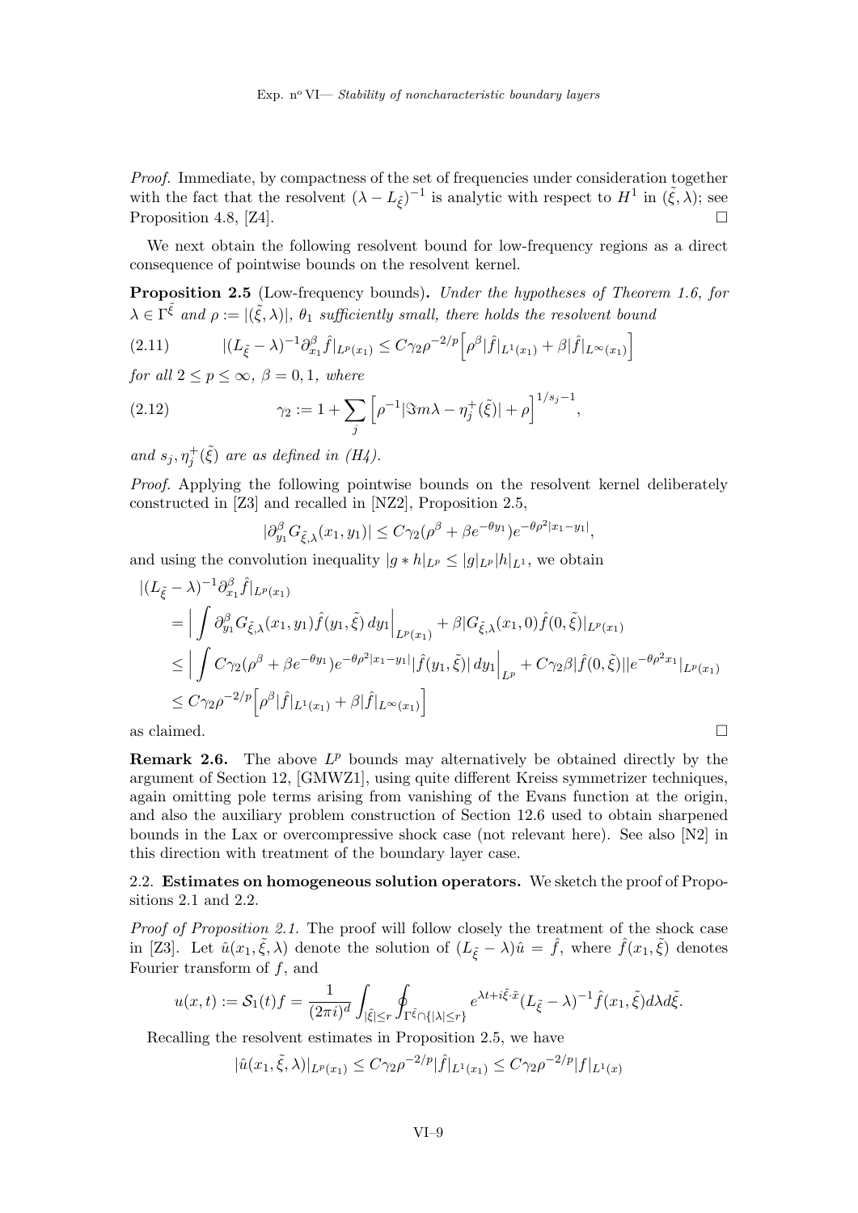*Proof.* Immediate, by compactness of the set of frequencies under consideration together with the fact that the resolvent $(\lambda - L_{\tilde\xi})^{-1}$ is analytic with respect to $H^1$ in $(\tilde\xi, \lambda)$; see Proposition 4.8, [Z4]. $\square$

We next obtain the following resolvent bound for low-frequency regions as a direct consequence of pointwise bounds on the resolvent kernel.

**Proposition 2.5** (Low-frequency bounds)**.** *Under the hypotheses of Theorem 1.6, for $\lambda \in \Gamma^{\tilde\xi}$ and $\rho := |(\tilde\xi, \lambda)|$, $\theta_1$ sufficiently small, there holds the resolvent bound*

$$|(L_{\tilde\xi} - \lambda)^{-1}\partial_{x_1}^\beta \hat f|_{L^p(x_1)} \le C\gamma_2 \rho^{-2/p}\Big[\rho^\beta |\hat f|_{L^1(x_1)} + \beta|\hat f|_{L^\infty(x_1)}\Big] \tag{2.11}$$

*for all $2 \le p \le \infty$, $\beta = 0, 1$, where*

$$\gamma_2 := 1 + \sum_j \Big[\rho^{-1}|\Im m\lambda - \eta_j^+(\tilde\xi)| + \rho\Big]^{1/s_j - 1}, \tag{2.12}$$

*and $s_j, \eta_j^+(\tilde\xi)$ are as defined in (H4).*

*Proof.* Applying the following pointwise bounds on the resolvent kernel deliberately constructed in [Z3] and recalled in [NZ2], Proposition 2.5,

$$|\partial_{y_1}^\beta G_{\tilde\xi,\lambda}(x_1, y_1)| \le C\gamma_2(\rho^\beta + \beta e^{-\theta y_1})e^{-\theta\rho^2|x_1 - y_1|},$$

and using the convolution inequality $|g * h|_{L^p} \le |g|_{L^p}|h|_{L^1}$, we obtain

$$\begin{aligned}
&|(L_{\tilde\xi} - \lambda)^{-1}\partial_{x_1}^\beta \hat f|_{L^p(x_1)} \\
&= \Big|\int \partial_{y_1}^\beta G_{\tilde\xi,\lambda}(x_1, y_1)\hat f(y_1, \tilde\xi)\,dy_1\Big|_{L^p(x_1)} + \beta|G_{\tilde\xi,\lambda}(x_1, 0)\hat f(0, \tilde\xi)|_{L^p(x_1)} \\
&\le \Big|\int C\gamma_2(\rho^\beta + \beta e^{-\theta y_1})e^{-\theta\rho^2|x_1 - y_1|}|\hat f(y_1, \tilde\xi)|\,dy_1\Big|_{L^p} + C\gamma_2\beta|\hat f(0, \tilde\xi)||e^{-\theta\rho^2 x_1}|_{L^p(x_1)} \\
&\le C\gamma_2\rho^{-2/p}\Big[\rho^\beta|\hat f|_{L^1(x_1)} + \beta|\hat f|_{L^\infty(x_1)}\Big]
\end{aligned}$$

as claimed. $\square$

**Remark 2.6.** The above $L^p$ bounds may alternatively be obtained directly by the argument of Section 12, [GMWZ1], using quite different Kreiss symmetrizer techniques, again omitting pole terms arising from vanishing of the Evans function at the origin, and also the auxiliary problem construction of Section 12.6 used to obtain sharpened bounds in the Lax or overcompressive shock case (not relevant here). See also [N2] in this direction with treatment of the boundary layer case.

2.2. **Estimates on homogeneous solution operators.** We sketch the proof of Propositions 2.1 and 2.2.

*Proof of Proposition 2.1.* The proof will follow closely the treatment of the shock case in [Z3]. Let $\hat u(x_1, \tilde\xi, \lambda)$ denote the solution of $(L_{\tilde\xi} - \lambda)\hat u = \hat f$, where $\hat f(x_1, \tilde\xi)$ denotes Fourier transform of $f$, and

$$u(x, t) := \mathcal{S}_1(t)f = \frac{1}{(2\pi i)^d}\int_{|\tilde\xi| \le r}\oint_{\Gamma^{\tilde\xi}\cap\{|\lambda| \le r\}} e^{\lambda t + i\tilde\xi\cdot\tilde x}(L_{\tilde\xi} - \lambda)^{-1}\hat f(x_1, \tilde\xi)\,d\lambda\,d\tilde\xi.$$

Recalling the resolvent estimates in Proposition 2.5, we have

$$|\hat u(x_1, \tilde\xi, \lambda)|_{L^p(x_1)} \le C\gamma_2\rho^{-2/p}|\hat f|_{L^1(x_1)} \le C\gamma_2\rho^{-2/p}|f|_{L^1(x)}$$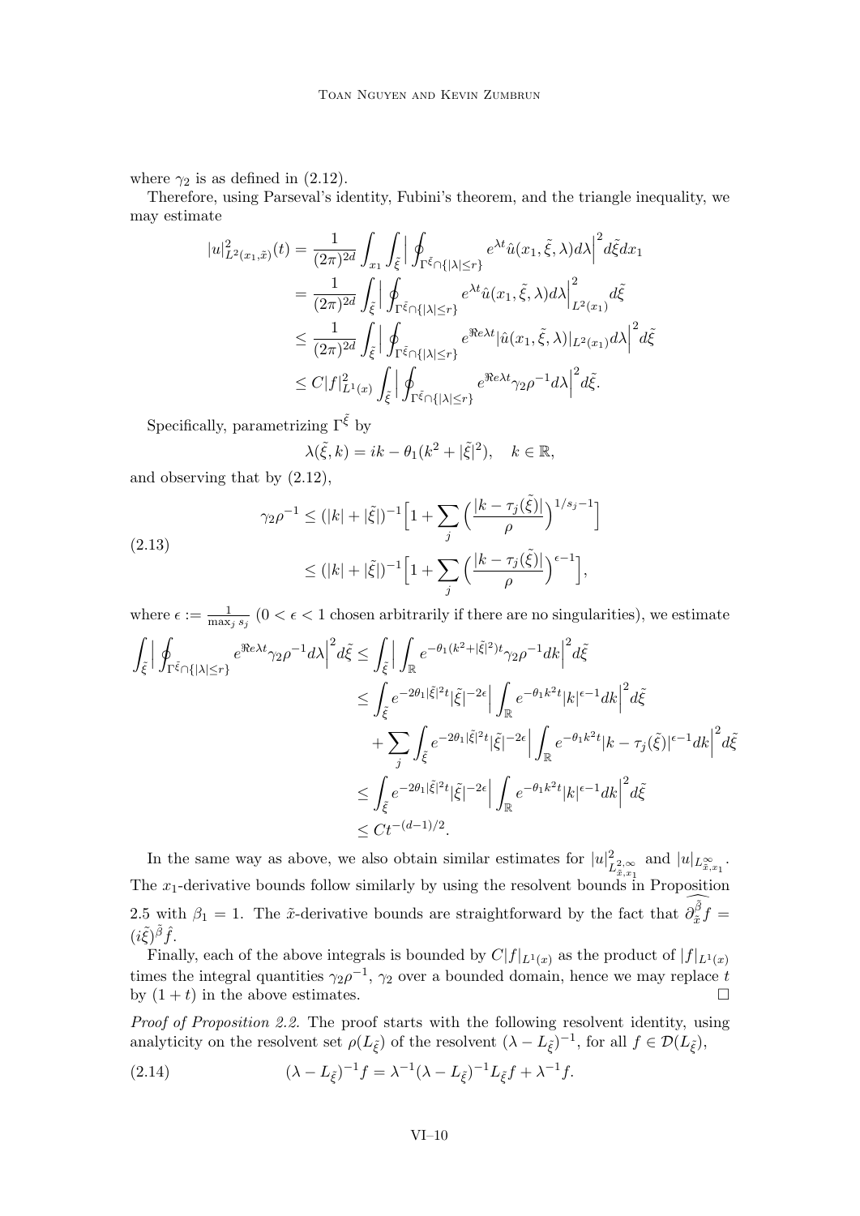where $\gamma_2$ is as defined in (2.12).

Therefore, using Parseval's identity, Fubini's theorem, and the triangle inequality, we may estimate

$$
\begin{aligned}
|u|^2_{L^2(x_1,\tilde{x})}(t) &= \frac{1}{(2\pi)^{2d}} \int_{x_1} \int_{\tilde{\xi}} \Big| \oint_{\Gamma^{\tilde{\xi}} \cap \{|\lambda| \le r\}} e^{\lambda t} \hat{u}(x_1, \tilde{\xi}, \lambda) d\lambda \Big|^2 d\tilde{\xi} dx_1 \\
&= \frac{1}{(2\pi)^{2d}} \int_{\tilde{\xi}} \Big| \oint_{\Gamma^{\tilde{\xi}} \cap \{|\lambda| \le r\}} e^{\lambda t} \hat{u}(x_1, \tilde{\xi}, \lambda) d\lambda \Big|^2_{L^2(x_1)} d\tilde{\xi} \\
&\le \frac{1}{(2\pi)^{2d}} \int_{\tilde{\xi}} \Big| \oint_{\Gamma^{\tilde{\xi}} \cap \{|\lambda| \le r\}} e^{\Re e \lambda t} |\hat{u}(x_1, \tilde{\xi}, \lambda)|_{L^2(x_1)} d\lambda \Big|^2 d\tilde{\xi} \\
&\le C |f|^2_{L^1(x)} \int_{\tilde{\xi}} \Big| \oint_{\Gamma^{\tilde{\xi}} \cap \{|\lambda| \le r\}} e^{\Re e \lambda t} \gamma_2 \rho^{-1} d\lambda \Big|^2 d\tilde{\xi}.
\end{aligned}
$$

Specifically, parametrizing $\Gamma^{\tilde{\xi}}$ by

$$
\lambda(\tilde{\xi}, k) = ik - \theta_1(k^2 + |\tilde{\xi}|^2), \quad k \in \mathbb{R},
$$

and observing that by (2.12),

$$
\begin{aligned}
\gamma_2 \rho^{-1} &\le (|k| + |\tilde{\xi}|)^{-1} \Big[ 1 + \sum_j \Big( \frac{|k - \tau_j(\tilde{\xi})|}{\rho} \Big)^{1/s_j - 1} \Big] \\
&\le (|k| + |\tilde{\xi}|)^{-1} \Big[ 1 + \sum_j \Big( \frac{|k - \tau_j(\tilde{\xi})|}{\rho} \Big)^{\epsilon - 1} \Big],
\end{aligned}
\tag{2.13}
$$

where $\epsilon := \frac{1}{\max_j s_j}$ ($0 < \epsilon < 1$ chosen arbitrarily if there are no singularities), we estimate

$$
\begin{aligned}
\int_{\tilde{\xi}} \Big| \oint_{\Gamma^{\tilde{\xi}} \cap \{|\lambda| \le r\}} e^{\Re e \lambda t} \gamma_2 \rho^{-1} d\lambda \Big|^2 d\tilde{\xi} &\le \int_{\tilde{\xi}} \Big| \int_{\mathbb{R}} e^{-\theta_1 (k^2 + |\tilde{\xi}|^2) t} \gamma_2 \rho^{-1} dk \Big|^2 d\tilde{\xi} \\
&\le \int_{\tilde{\xi}} e^{-2\theta_1 |\tilde{\xi}|^2 t} |\tilde{\xi}|^{-2\epsilon} \Big| \int_{\mathbb{R}} e^{-\theta_1 k^2 t} |k|^{\epsilon - 1} dk \Big|^2 d\tilde{\xi} \\
&\quad + \sum_j \int_{\tilde{\xi}} e^{-2\theta_1 |\tilde{\xi}|^2 t} |\tilde{\xi}|^{-2\epsilon} \Big| \int_{\mathbb{R}} e^{-\theta_1 k^2 t} |k - \tau_j(\tilde{\xi})|^{\epsilon - 1} dk \Big|^2 d\tilde{\xi} \\
&\le \int_{\tilde{\xi}} e^{-2\theta_1 |\tilde{\xi}|^2 t} |\tilde{\xi}|^{-2\epsilon} \Big| \int_{\mathbb{R}} e^{-\theta_1 k^2 t} |k|^{\epsilon - 1} dk \Big|^2 d\tilde{\xi} \\
&\le C t^{-(d-1)/2}.
\end{aligned}
$$

In the same way as above, we also obtain similar estimates for $|u|^2_{L^{2,\infty}_{\tilde{x},x_1}}$ and $|u|_{L^\infty_{\tilde{x},x_1}}$. The $x_1$-derivative bounds follow similarly by using the resolvent bounds in Proposition 2.5 with $\beta_1 = 1$. The $\tilde{x}$-derivative bounds are straightforward by the fact that $\widehat{\partial^{\tilde{\beta}}_{\tilde{x}} f} = (i\tilde{\xi})^{\tilde{\beta}} \hat{f}$.

Finally, each of the above integrals is bounded by $C|f|_{L^1(x)}$ as the product of $|f|_{L^1(x)}$ times the integral quantities $\gamma_2 \rho^{-1}$, $\gamma_2$ over a bounded domain, hence we may replace $t$ by $(1 + t)$ in the above estimates. $\square$

*Proof of Proposition 2.2.* The proof starts with the following resolvent identity, using analyticity on the resolvent set $\rho(L_{\tilde{\xi}})$ of the resolvent $(\lambda - L_{\tilde{\xi}})^{-1}$, for all $f \in \mathcal{D}(L_{\tilde{\xi}})$,

$$
(\lambda - L_{\tilde{\xi}})^{-1} f = \lambda^{-1} (\lambda - L_{\tilde{\xi}})^{-1} L_{\tilde{\xi}} f + \lambda^{-1} f.
\tag{2.14}
$$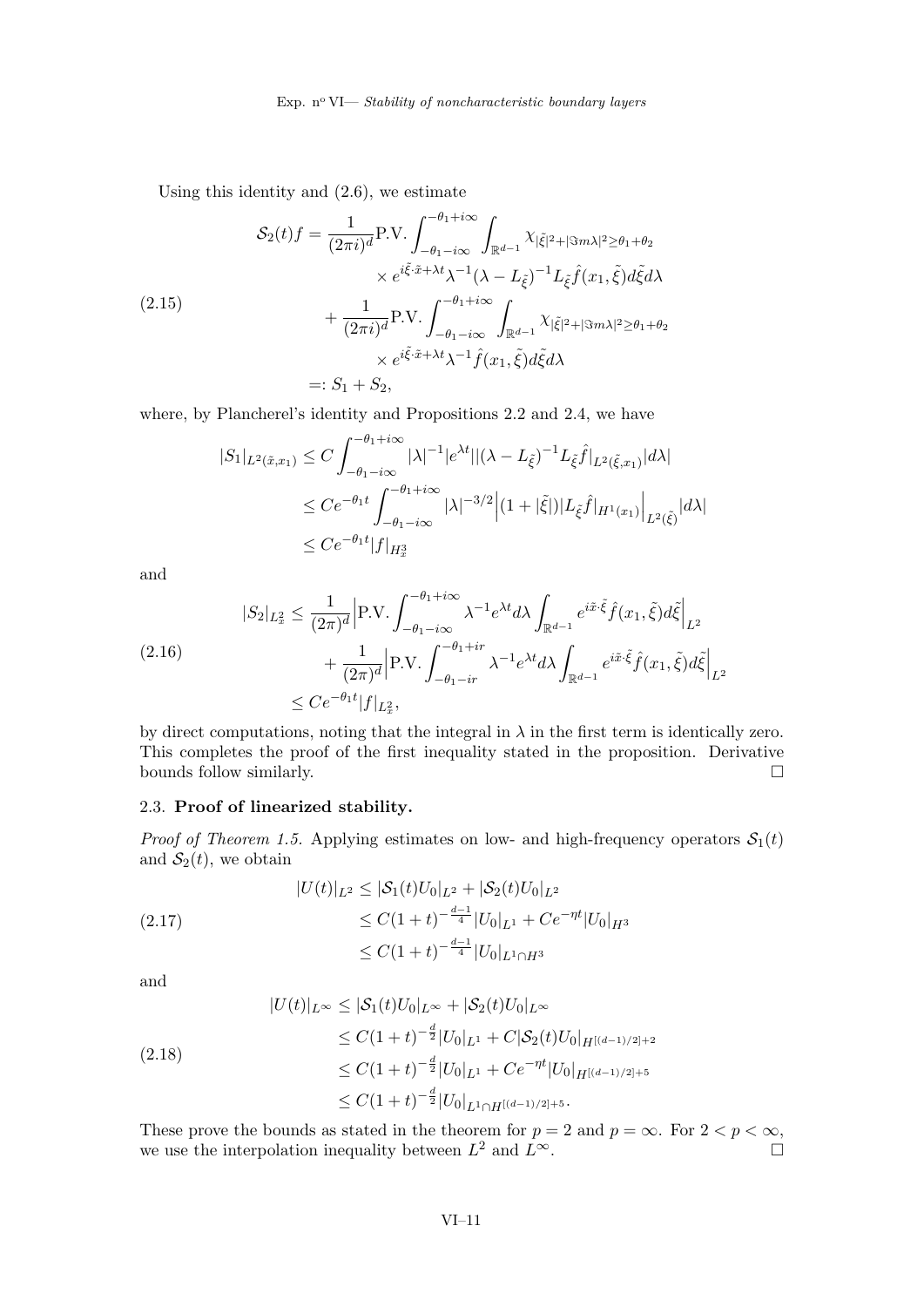Using this identity and (2.6), we estimate

$$
\begin{aligned}
\mathcal{S}_2(t)f &= \frac{1}{(2\pi i)^d}\text{P.V.}\int_{-\theta_1-i\infty}^{-\theta_1+i\infty}\int_{\mathbb{R}^{d-1}}\chi_{|\tilde\xi|^2+|\Im m\lambda|^2\geq\theta_1+\theta_2} \\
&\qquad\times e^{i\tilde\xi\cdot\tilde x+\lambda t}\lambda^{-1}(\lambda-L_{\tilde\xi})^{-1}L_{\tilde\xi}\hat f(x_1,\tilde\xi)d\tilde\xi d\lambda \\
&\quad+\frac{1}{(2\pi i)^d}\text{P.V.}\int_{-\theta_1-i\infty}^{-\theta_1+i\infty}\int_{\mathbb{R}^{d-1}}\chi_{|\tilde\xi|^2+|\Im m\lambda|^2\geq\theta_1+\theta_2} \\
&\qquad\times e^{i\tilde\xi\cdot\tilde x+\lambda t}\lambda^{-1}\hat f(x_1,\tilde\xi)d\tilde\xi d\lambda \\
&=: S_1+S_2,
\end{aligned}
\tag{2.15}
$$

where, by Plancherel's identity and Propositions 2.2 and 2.4, we have

$$
\begin{aligned}
|S_1|_{L^2(\tilde x,x_1)} &\leq C\int_{-\theta_1-i\infty}^{-\theta_1+i\infty}|\lambda|^{-1}|e^{\lambda t}||(\lambda-L_{\tilde\xi})^{-1}L_{\tilde\xi}\hat f|_{L^2(\tilde\xi,x_1)}|d\lambda| \\
&\leq Ce^{-\theta_1 t}\int_{-\theta_1-i\infty}^{-\theta_1+i\infty}|\lambda|^{-3/2}\Big|(1+|\tilde\xi|)|L_{\tilde\xi}\hat f|_{H^1(x_1)}\Big|_{L^2(\tilde\xi)}|d\lambda| \\
&\leq Ce^{-\theta_1 t}|f|_{H^3_x}
\end{aligned}
$$

and

$$
\begin{aligned}
|S_2|_{L^2_x} &\leq \frac{1}{(2\pi)^d}\Big|\text{P.V.}\int_{-\theta_1-i\infty}^{-\theta_1+i\infty}\lambda^{-1}e^{\lambda t}d\lambda\int_{\mathbb{R}^{d-1}}e^{i\tilde x\cdot\tilde\xi}\hat f(x_1,\tilde\xi)d\tilde\xi\Big|_{L^2} \\
&\quad+\frac{1}{(2\pi)^d}\Big|\text{P.V.}\int_{-\theta_1-ir}^{-\theta_1+ir}\lambda^{-1}e^{\lambda t}d\lambda\int_{\mathbb{R}^{d-1}}e^{i\tilde x\cdot\tilde\xi}\hat f(x_1,\tilde\xi)d\tilde\xi\Big|_{L^2} \\
&\leq Ce^{-\theta_1 t}|f|_{L^2_x},
\end{aligned}
\tag{2.16}
$$

by direct computations, noting that the integral in $\lambda$ in the first term is identically zero. This completes the proof of the first inequality stated in the proposition. Derivative bounds follow similarly. $\square$

### 2.3. Proof of linearized stability.

*Proof of Theorem 1.5.* Applying estimates on low- and high-frequency operators $\mathcal{S}_1(t)$ and $\mathcal{S}_2(t)$, we obtain

$$
\begin{aligned}
|U(t)|_{L^2} &\leq |\mathcal{S}_1(t)U_0|_{L^2}+|\mathcal{S}_2(t)U_0|_{L^2} \\
&\leq C(1+t)^{-\frac{d-1}{4}}|U_0|_{L^1}+Ce^{-\eta t}|U_0|_{H^3} \\
&\leq C(1+t)^{-\frac{d-1}{4}}|U_0|_{L^1\cap H^3}
\end{aligned}
\tag{2.17}
$$

and

$$
\begin{aligned}
|U(t)|_{L^\infty} &\leq |\mathcal{S}_1(t)U_0|_{L^\infty}+|\mathcal{S}_2(t)U_0|_{L^\infty} \\
&\leq C(1+t)^{-\frac{d}{2}}|U_0|_{L^1}+C|\mathcal{S}_2(t)U_0|_{H^{[(d-1)/2]+2}} \\
&\leq C(1+t)^{-\frac{d}{2}}|U_0|_{L^1}+Ce^{-\eta t}|U_0|_{H^{[(d-1)/2]+5}} \\
&\leq C(1+t)^{-\frac{d}{2}}|U_0|_{L^1\cap H^{[(d-1)/2]+5}}.
\end{aligned}
\tag{2.18}
$$

These prove the bounds as stated in the theorem for $p=2$ and $p=\infty$. For $2<p<\infty$, we use the interpolation inequality between $L^2$ and $L^\infty$. $\square$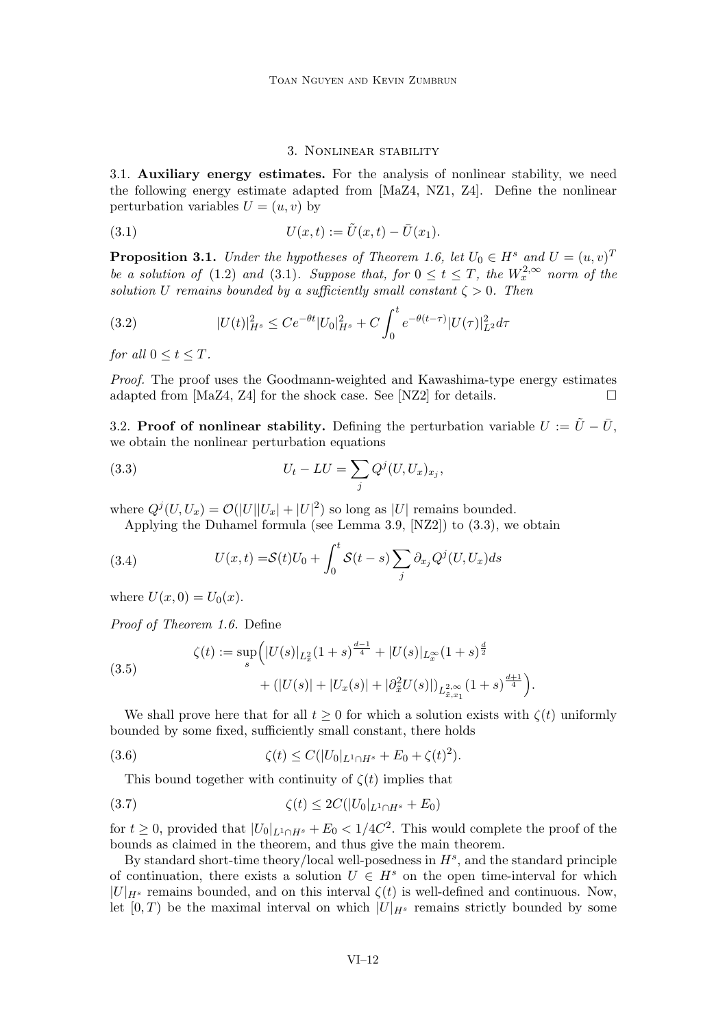## 3. Nonlinear stability

### 3.1. Auxiliary energy estimates.

For the analysis of nonlinear stability, we need the following energy estimate adapted from [MaZ4, NZ1, Z4]. Define the nonlinear perturbation variables $U = (u, v)$ by

$$U(x,t) := \tilde U(x,t) - \bar U(x_1). \tag{3.1}$$

**Proposition 3.1.** *Under the hypotheses of Theorem 1.6, let $U_0 \in H^s$ and $U = (u,v)^T$ be a solution of (1.2) and (3.1). Suppose that, for $0 \le t \le T$, the $W^{2,\infty}_x$ norm of the solution $U$ remains bounded by a sufficiently small constant $\zeta > 0$. Then*

$$|U(t)|^2_{H^s} \le C e^{-\theta t} |U_0|^2_{H^s} + C \int_0^t e^{-\theta(t-\tau)} |U(\tau)|^2_{L^2} d\tau \tag{3.2}$$

*for all $0 \le t \le T$.*

*Proof.* The proof uses the Goodmann-weighted and Kawashima-type energy estimates adapted from [MaZ4, Z4] for the shock case. See [NZ2] for details. □

### 3.2. Proof of nonlinear stability.

Defining the perturbation variable $U := \tilde U - \bar U$, we obtain the nonlinear perturbation equations

$$U_t - LU = \sum_j Q^j(U, U_x)_{x_j}, \tag{3.3}$$

where $Q^j(U, U_x) = \mathcal{O}(|U||U_x| + |U|^2)$ so long as $|U|$ remains bounded.

Applying the Duhamel formula (see Lemma 3.9, [NZ2]) to (3.3), we obtain

$$U(x,t) = \mathcal{S}(t) U_0 + \int_0^t \mathcal{S}(t-s) \sum_j \partial_{x_j} Q^j(U, U_x) ds \tag{3.4}$$

where $U(x,0) = U_0(x)$.

*Proof of Theorem 1.6.* Define

$$\begin{aligned} \zeta(t) := \sup_s \Big( & |U(s)|_{L^2_{\tilde x}} (1+s)^{\frac{d-1}{4}} + |U(s)|_{L^\infty_x} (1+s)^{\frac{d}{2}} \\ & + (|U(s)| + |U_x(s)| + |\partial^2_{\tilde x} U(s)|)_{L^{2,\infty}_{\tilde x, x_1}} (1+s)^{\frac{d+1}{4}} \Big). \end{aligned} \tag{3.5}$$

We shall prove here that for all $t \ge 0$ for which a solution exists with $\zeta(t)$ uniformly bounded by some fixed, sufficiently small constant, there holds

$$\zeta(t) \le C(|U_0|_{L^1 \cap H^s} + E_0 + \zeta(t)^2). \tag{3.6}$$

This bound together with continuity of $\zeta(t)$ implies that

$$\zeta(t) \le 2C(|U_0|_{L^1 \cap H^s} + E_0) \tag{3.7}$$

for $t \ge 0$, provided that $|U_0|_{L^1 \cap H^s} + E_0 < 1/4C^2$. This would complete the proof of the bounds as claimed in the theorem, and thus give the main theorem.

By standard short-time theory/local well-posedness in $H^s$, and the standard principle of continuation, there exists a solution $U \in H^s$ on the open time-interval for which $|U|_{H^s}$ remains bounded, and on this interval $\zeta(t)$ is well-defined and continuous. Now, let $[0, T)$ be the maximal interval on which $|U|_{H^s}$ remains strictly bounded by some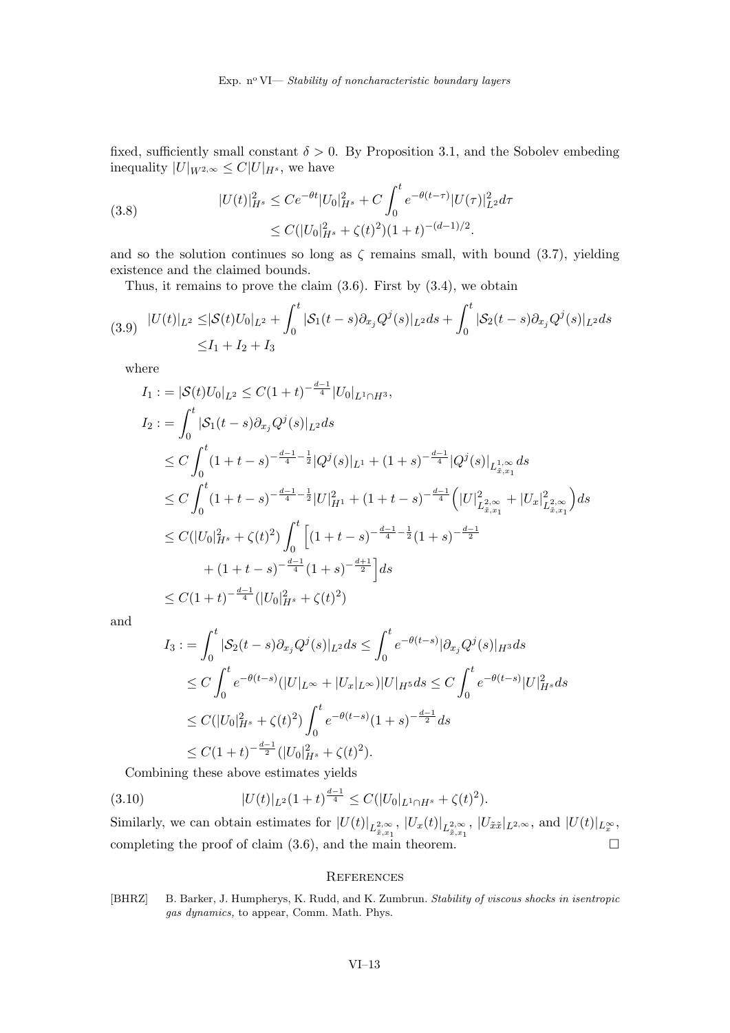fixed, sufficiently small constant $\delta > 0$. By Proposition 3.1, and the Sobolev embeding inequality $|U|_{W^{2,\infty}} \le C|U|_{H^s}$, we have

$$
\begin{aligned}
|U(t)|_{H^s}^2 &\le Ce^{-\theta t}|U_0|_{H^s}^2 + C\int_0^t e^{-\theta(t-\tau)}|U(\tau)|_{L^2}^2 d\tau \\
&\le C(|U_0|_{H^s}^2 + \zeta(t)^2)(1+t)^{-(d-1)/2}.
\end{aligned}
\tag{3.8}
$$

and so the solution continues so long as $\zeta$ remains small, with bound (3.7), yielding existence and the claimed bounds.

Thus, it remains to prove the claim (3.6). First by (3.4), we obtain

$$
\begin{aligned}
|U(t)|_{L^2} \le& |\mathcal{S}(t)U_0|_{L^2} + \int_0^t |\mathcal{S}_1(t-s)\partial_{x_j}Q^j(s)|_{L^2} ds + \int_0^t |\mathcal{S}_2(t-s)\partial_{x_j}Q^j(s)|_{L^2} ds \\
\le& I_1 + I_2 + I_3
\end{aligned}
\tag{3.9}
$$

where

$$
\begin{aligned}
I_1 :=& |\mathcal{S}(t)U_0|_{L^2} \le C(1+t)^{-\frac{d-1}{4}}|U_0|_{L^1\cap H^3}, \\
I_2 :=& \int_0^t |\mathcal{S}_1(t-s)\partial_{x_j}Q^j(s)|_{L^2} ds \\
\le& C\int_0^t (1+t-s)^{-\frac{d-1}{4}-\frac{1}{2}}|Q^j(s)|_{L^1} + (1+s)^{-\frac{d-1}{4}}|Q^j(s)|_{L^{1,\infty}_{\tilde{x},x_1}} ds \\
\le& C\int_0^t (1+t-s)^{-\frac{d-1}{4}-\frac{1}{2}}|U|_{H^1}^2 + (1+t-s)^{-\frac{d-1}{4}}\Big(|U|_{L^{2,\infty}_{\tilde{x},x_1}}^2 + |U_x|_{L^{2,\infty}_{\tilde{x},x_1}}^2\Big) ds \\
\le& C(|U_0|_{H^s}^2 + \zeta(t)^2)\int_0^t \Big[(1+t-s)^{-\frac{d-1}{4}-\frac{1}{2}}(1+s)^{-\frac{d-1}{2}} \\
&+ (1+t-s)^{-\frac{d-1}{4}}(1+s)^{-\frac{d+1}{2}}\Big] ds \\
\le& C(1+t)^{-\frac{d-1}{4}}(|U_0|_{H^s}^2 + \zeta(t)^2)
\end{aligned}
$$

and

$$
\begin{aligned}
I_3 :=& \int_0^t |\mathcal{S}_2(t-s)\partial_{x_j}Q^j(s)|_{L^2} ds \le \int_0^t e^{-\theta(t-s)}|\partial_{x_j}Q^j(s)|_{H^3} ds \\
\le& C\int_0^t e^{-\theta(t-s)}(|U|_{L^\infty} + |U_x|_{L^\infty})|U|_{H^5} ds \le C\int_0^t e^{-\theta(t-s)}|U|_{H^s}^2 ds \\
\le& C(|U_0|_{H^s}^2 + \zeta(t)^2)\int_0^t e^{-\theta(t-s)}(1+s)^{-\frac{d-1}{2}} ds \\
\le& C(1+t)^{-\frac{d-1}{2}}(|U_0|_{H^s}^2 + \zeta(t)^2).
\end{aligned}
$$

Combining these above estimates yields

$$
|U(t)|_{L^2}(1+t)^{\frac{d-1}{4}} \le C(|U_0|_{L^1\cap H^s} + \zeta(t)^2).
\tag{3.10}
$$

Similarly, we can obtain estimates for $|U(t)|_{L^{2,\infty}_{\tilde{x},x_1}}$, $|U_x(t)|_{L^{2,\infty}_{\tilde{x},x_1}}$, $|U_{\tilde{x}\tilde{x}}|_{L^{2,\infty}}$, and $|U(t)|_{L^\infty_x}$, completing the proof of claim (3.6), and the main theorem. $\square$

## References

[BHRZ] B. Barker, J. Humpherys, K. Rudd, and K. Zumbrun. *Stability of viscous shocks in isentropic gas dynamics,* to appear, Comm. Math. Phys.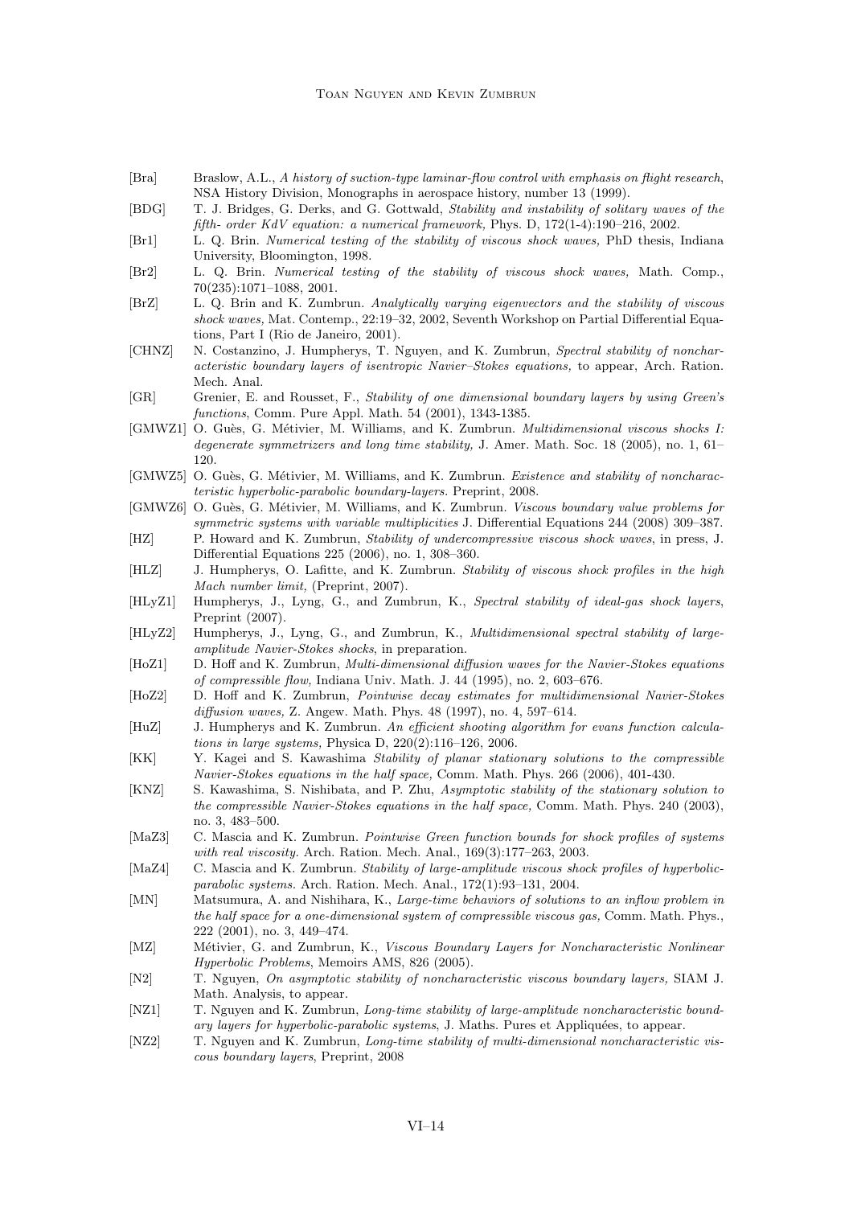[Bra] Braslow, A.L., *A history of suction-type laminar-flow control with emphasis on flight research*, NSA History Division, Monographs in aerospace history, number 13 (1999).

[BDG] T. J. Bridges, G. Derks, and G. Gottwald, *Stability and instability of solitary waves of the fifth- order KdV equation: a numerical framework,* Phys. D, 172(1-4):190–216, 2002.

[Br1] L. Q. Brin. *Numerical testing of the stability of viscous shock waves,* PhD thesis, Indiana University, Bloomington, 1998.

[Br2] L. Q. Brin. *Numerical testing of the stability of viscous shock waves,* Math. Comp., 70(235):1071–1088, 2001.

[BrZ] L. Q. Brin and K. Zumbrun. *Analytically varying eigenvectors and the stability of viscous shock waves,* Mat. Contemp., 22:19–32, 2002, Seventh Workshop on Partial Differential Equations, Part I (Rio de Janeiro, 2001).

[CHNZ] N. Costanzino, J. Humpherys, T. Nguyen, and K. Zumbrun, *Spectral stability of noncharacteristic boundary layers of isentropic Navier–Stokes equations,* to appear, Arch. Ration. Mech. Anal.

[GR] Grenier, E. and Rousset, F., *Stability of one dimensional boundary layers by using Green's functions*, Comm. Pure Appl. Math. 54 (2001), 1343-1385.

[GMWZ1] O. Guès, G. Métivier, M. Williams, and K. Zumbrun. *Multidimensional viscous shocks I: degenerate symmetrizers and long time stability,* J. Amer. Math. Soc. 18 (2005), no. 1, 61–120.

[GMWZ5] O. Guès, G. Métivier, M. Williams, and K. Zumbrun. *Existence and stability of noncharacteristic hyperbolic-parabolic boundary-layers.* Preprint, 2008.

[GMWZ6] O. Guès, G. Métivier, M. Williams, and K. Zumbrun. *Viscous boundary value problems for symmetric systems with variable multiplicities* J. Differential Equations 244 (2008) 309–387.

[HZ] P. Howard and K. Zumbrun, *Stability of undercompressive viscous shock waves*, in press, J. Differential Equations 225 (2006), no. 1, 308–360.

[HLZ] J. Humpherys, O. Lafitte, and K. Zumbrun. *Stability of viscous shock profiles in the high Mach number limit,* (Preprint, 2007).

[HLyZ1] Humpherys, J., Lyng, G., and Zumbrun, K., *Spectral stability of ideal-gas shock layers*, Preprint (2007).

[HLyZ2] Humpherys, J., Lyng, G., and Zumbrun, K., *Multidimensional spectral stability of large-amplitude Navier-Stokes shocks*, in preparation.

[HoZ1] D. Hoff and K. Zumbrun, *Multi-dimensional diffusion waves for the Navier-Stokes equations of compressible flow,* Indiana Univ. Math. J. 44 (1995), no. 2, 603–676.

[HoZ2] D. Hoff and K. Zumbrun, *Pointwise decay estimates for multidimensional Navier-Stokes diffusion waves,* Z. Angew. Math. Phys. 48 (1997), no. 4, 597–614.

[HuZ] J. Humpherys and K. Zumbrun. *An efficient shooting algorithm for evans function calculations in large systems,* Physica D, 220(2):116–126, 2006.

[KK] Y. Kagei and S. Kawashima *Stability of planar stationary solutions to the compressible Navier-Stokes equations in the half space,* Comm. Math. Phys. 266 (2006), 401-430.

[KNZ] S. Kawashima, S. Nishibata, and P. Zhu, *Asymptotic stability of the stationary solution to the compressible Navier-Stokes equations in the half space,* Comm. Math. Phys. 240 (2003), no. 3, 483–500.

[MaZ3] C. Mascia and K. Zumbrun. *Pointwise Green function bounds for shock profiles of systems with real viscosity.* Arch. Ration. Mech. Anal., 169(3):177–263, 2003.

[MaZ4] C. Mascia and K. Zumbrun. *Stability of large-amplitude viscous shock profiles of hyperbolic-parabolic systems.* Arch. Ration. Mech. Anal., 172(1):93–131, 2004.

[MN] Matsumura, A. and Nishihara, K., *Large-time behaviors of solutions to an inflow problem in the half space for a one-dimensional system of compressible viscous gas,* Comm. Math. Phys., 222 (2001), no. 3, 449–474.

[MZ] Métivier, G. and Zumbrun, K., *Viscous Boundary Layers for Noncharacteristic Nonlinear Hyperbolic Problems*, Memoirs AMS, 826 (2005).

[N2] T. Nguyen, *On asymptotic stability of noncharacteristic viscous boundary layers,* SIAM J. Math. Analysis, to appear.

[NZ1] T. Nguyen and K. Zumbrun, *Long-time stability of large-amplitude noncharacteristic boundary layers for hyperbolic-parabolic systems*, J. Maths. Pures et Appliquées, to appear.

[NZ2] T. Nguyen and K. Zumbrun, *Long-time stability of multi-dimensional noncharacteristic viscous boundary layers*, Preprint, 2008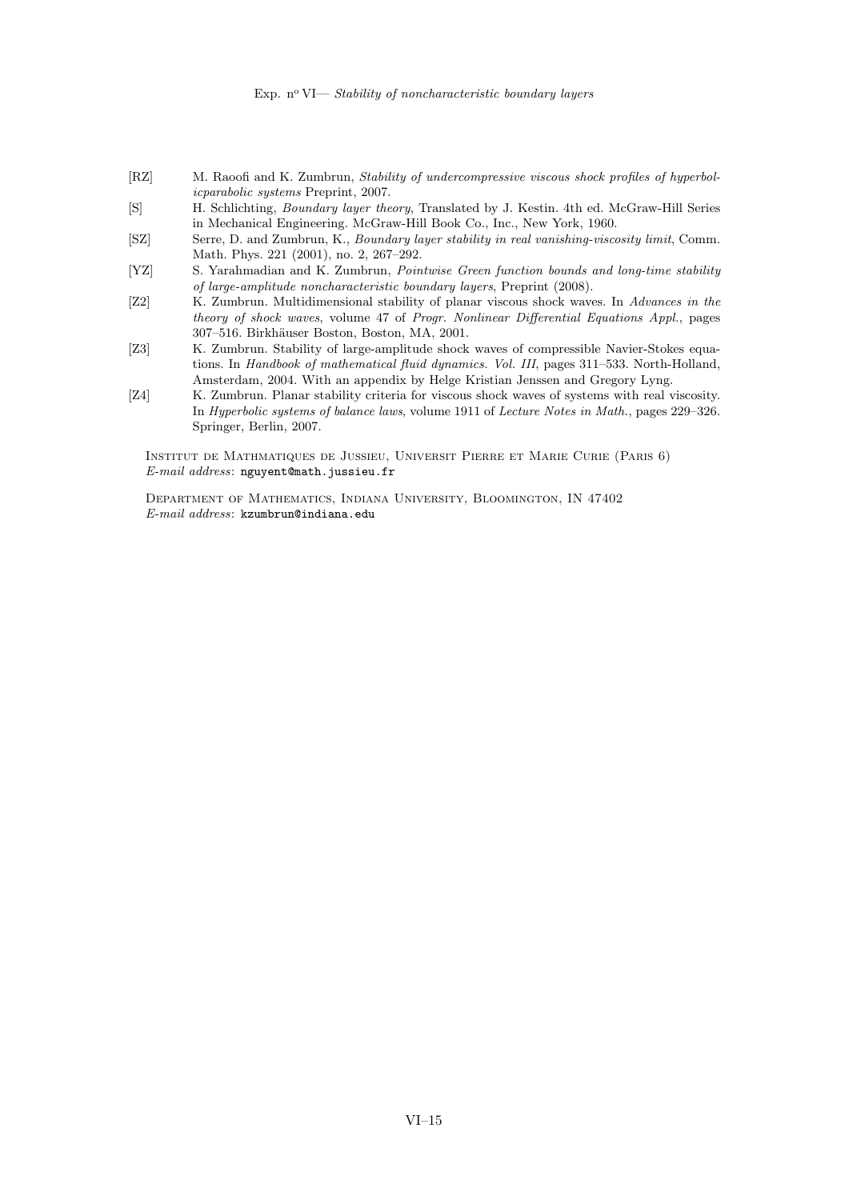[RZ] M. Raoofi and K. Zumbrun, *Stability of undercompressive viscous shock profiles of hyperbolicparabolic systems* Preprint, 2007.

[S] H. Schlichting, *Boundary layer theory*, Translated by J. Kestin. 4th ed. McGraw-Hill Series in Mechanical Engineering. McGraw-Hill Book Co., Inc., New York, 1960.

[SZ] Serre, D. and Zumbrun, K., *Boundary layer stability in real vanishing-viscosity limit*, Comm. Math. Phys. 221 (2001), no. 2, 267–292.

[YZ] S. Yarahmadian and K. Zumbrun, *Pointwise Green function bounds and long-time stability of large-amplitude noncharacteristic boundary layers*, Preprint (2008).

[Z2] K. Zumbrun. Multidimensional stability of planar viscous shock waves. In *Advances in the theory of shock waves*, volume 47 of *Progr. Nonlinear Differential Equations Appl.*, pages 307–516. Birkhäuser Boston, Boston, MA, 2001.

[Z3] K. Zumbrun. Stability of large-amplitude shock waves of compressible Navier-Stokes equations. In *Handbook of mathematical fluid dynamics. Vol. III*, pages 311–533. North-Holland, Amsterdam, 2004. With an appendix by Helge Kristian Jenssen and Gregory Lyng.

[Z4] K. Zumbrun. Planar stability criteria for viscous shock waves of systems with real viscosity. In *Hyperbolic systems of balance laws*, volume 1911 of *Lecture Notes in Math.*, pages 229–326. Springer, Berlin, 2007.

Institut de Mathmatiques de Jussieu, Universit Pierre et Marie Curie (Paris 6)
*E-mail address*: nguyent@math.jussieu.fr

Department of Mathematics, Indiana University, Bloomington, IN 47402
*E-mail address*: kzumbrun@indiana.edu